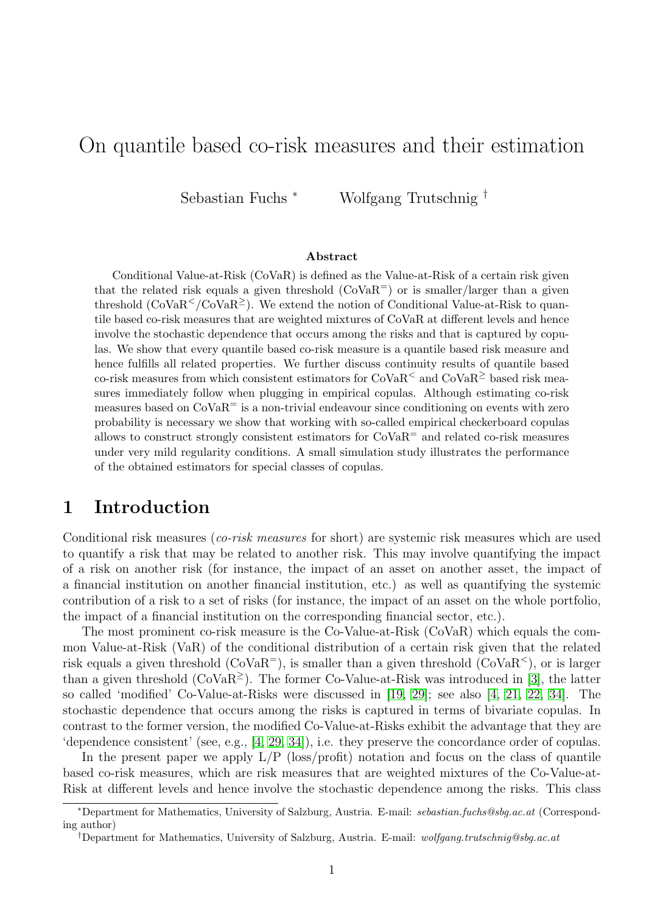# On quantile based co-risk measures and their estimation

Sebastian Fuchs [*] Wolfgang Trutschnig [†]

### Abstract

Conditional Value-at-Risk (CoVaR) is defined as the Value-at-Risk of a certain risk given that the related risk equals a given threshold ($\mathrm{CoVaR}^{=}$) or is smaller/larger than a given threshold ($\mathrm{CoVaR}^{<}/\mathrm{CoVaR}^{\geq}$). We extend the notion of Conditional Value-at-Risk to quantile based co-risk measures that are weighted mixtures of CoVaR at different levels and hence involve the stochastic dependence that occurs among the risks and that is captured by copulas. We show that every quantile based co-risk measure is a quantile based risk measure and hence fulfills all related properties. We further discuss continuity results of quantile based co-risk measures from which consistent estimators for $\mathrm{CoVaR}^{<}$ and $\mathrm{CoVaR}^{\geq}$ based risk measures immediately follow when plugging in empirical copulas. Although estimating co-risk measures based on $\mathrm{CoVaR}^{=}$ is a non-trivial endeavour since conditioning on events with zero probability is necessary we show that working with so-called empirical checkerboard copulas allows to construct strongly consistent estimators for $\mathrm{CoVaR}^{=}$ and related co-risk measures under very mild regularity conditions. A small simulation study illustrates the performance of the obtained estimators for special classes of copulas.

## 1 Introduction

Conditional risk measures (*co-risk measures* for short) are systemic risk measures which are used to quantify a risk that may be related to another risk. This may involve quantifying the impact of a risk on another risk (for instance, the impact of an asset on another asset, the impact of a financial institution on another financial institution, etc.) as well as quantifying the systemic contribution of a risk to a set of risks (for instance, the impact of an asset on the whole portfolio, the impact of a financial institution on the corresponding financial sector, etc.).

The most prominent co-risk measure is the Co-Value-at-Risk (CoVaR) which equals the common Value-at-Risk (VaR) of the conditional distribution of a certain risk given that the related risk equals a given threshold ($\mathrm{CoVaR}^{=}$), is smaller than a given threshold ($\mathrm{CoVaR}^{<}$), or is larger than a given threshold ($\mathrm{CoVaR}^{\geq}$). The former Co-Value-at-Risk was introduced in [3], the latter so called 'modified' Co-Value-at-Risks were discussed in [19, 29]; see also [4, 21, 22, 34]. The stochastic dependence that occurs among the risks is captured in terms of bivariate copulas. In contrast to the former version, the modified Co-Value-at-Risks exhibit the advantage that they are 'dependence consistent' (see, e.g., [4, 29, 34]), i.e. they preserve the concordance order of copulas.

In the present paper we apply L/P (loss/profit) notation and focus on the class of quantile based co-risk measures, which are risk measures that are weighted mixtures of the Co-Value-at-Risk at different levels and hence involve the stochastic dependence among the risks. This class

[*] Department for Mathematics, University of Salzburg, Austria. E-mail: *sebastian.fuchs@sbg.ac.at* (Corresponding author)

[†] Department for Mathematics, University of Salzburg, Austria. E-mail: *wolfgang.trutschnig@sbg.ac.at*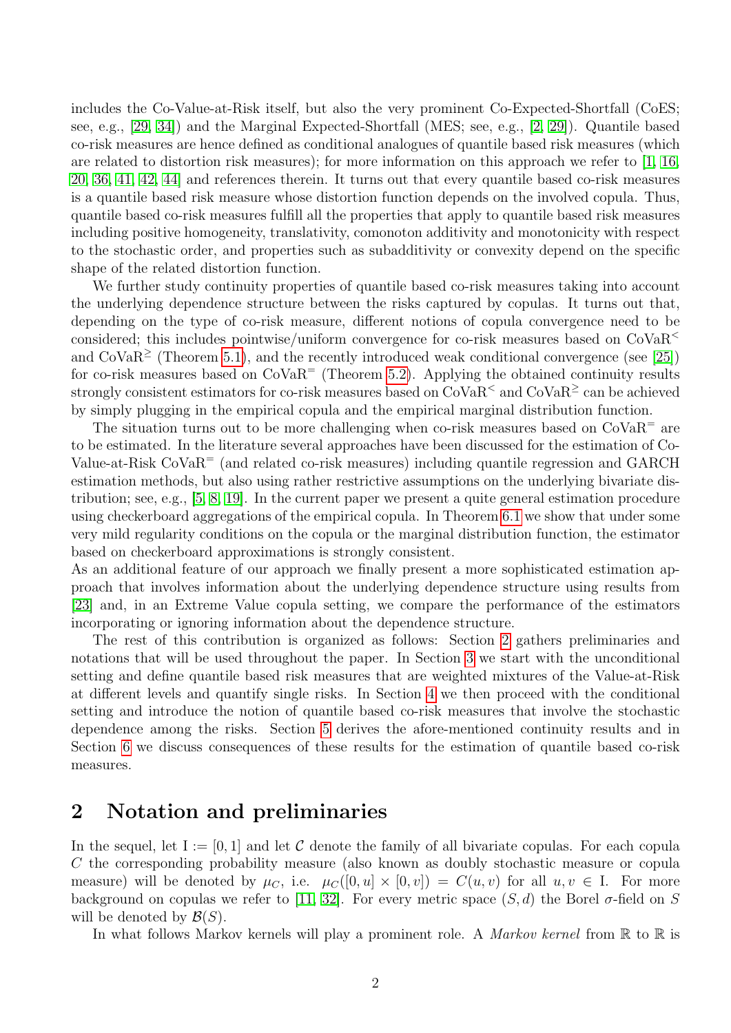includes the Co-Value-at-Risk itself, but also the very prominent Co-Expected-Shortfall (CoES; see, e.g., [29, 34]) and the Marginal Expected-Shortfall (MES; see, e.g., [2, 29]). Quantile based co-risk measures are hence defined as conditional analogues of quantile based risk measures (which are related to distortion risk measures); for more information on this approach we refer to [1, 16, 20, 36, 41, 42, 44] and references therein. It turns out that every quantile based co-risk measures is a quantile based risk measure whose distortion function depends on the involved copula. Thus, quantile based co-risk measures fulfill all the properties that apply to quantile based risk measures including positive homogeneity, translativity, comonoton additivity and monotonicity with respect to the stochastic order, and properties such as subadditivity or convexity depend on the specific shape of the related distortion function.

We further study continuity properties of quantile based co-risk measures taking into account the underlying dependence structure between the risks captured by copulas. It turns out that, depending on the type of co-risk measure, different notions of copula convergence need to be considered; this includes pointwise/uniform convergence for co-risk measures based on $\mathrm{CoVaR}^{<}$ and $\mathrm{CoVaR}^{\geq}$ (Theorem 5.1), and the recently introduced weak conditional convergence (see [25]) for co-risk measures based on $\mathrm{CoVaR}^{=}$ (Theorem 5.2). Applying the obtained continuity results strongly consistent estimators for co-risk measures based on $\mathrm{CoVaR}^{<}$ and $\mathrm{CoVaR}^{\geq}$ can be achieved by simply plugging in the empirical copula and the empirical marginal distribution function.

The situation turns out to be more challenging when co-risk measures based on $\mathrm{CoVaR}^{=}$ are to be estimated. In the literature several approaches have been discussed for the estimation of Co-Value-at-Risk $\mathrm{CoVaR}^{=}$ (and related co-risk measures) including quantile regression and GARCH estimation methods, but also using rather restrictive assumptions on the underlying bivariate distribution; see, e.g., [5, 8, 19]. In the current paper we present a quite general estimation procedure using checkerboard aggregations of the empirical copula. In Theorem 6.1 we show that under some very mild regularity conditions on the copula or the marginal distribution function, the estimator based on checkerboard approximations is strongly consistent.
As an additional feature of our approach we finally present a more sophisticated estimation approach that involves information about the underlying dependence structure using results from [23] and, in an Extreme Value copula setting, we compare the performance of the estimators incorporating or ignoring information about the dependence structure.

The rest of this contribution is organized as follows: Section 2 gathers preliminaries and notations that will be used throughout the paper. In Section 3 we start with the unconditional setting and define quantile based risk measures that are weighted mixtures of the Value-at-Risk at different levels and quantify single risks. In Section 4 we then proceed with the conditional setting and introduce the notion of quantile based co-risk measures that involve the stochastic dependence among the risks. Section 5 derives the afore-mentioned continuity results and in Section 6 we discuss consequences of these results for the estimation of quantile based co-risk measures.

## 2 Notation and preliminaries

In the sequel, let $\mathbb{I} := [0, 1]$ and let $\mathcal{C}$ denote the family of all bivariate copulas. For each copula $C$ the corresponding probability measure (also known as doubly stochastic measure or copula measure) will be denoted by $\mu_C$, i.e. $\mu_C([0, u] \times [0, v]) = C(u, v)$ for all $u, v \in \mathbb{I}$. For more background on copulas we refer to [11, 32]. For every metric space $(S, d)$ the Borel $\sigma$-field on $S$ will be denoted by $\mathcal{B}(S)$.

In what follows Markov kernels will play a prominent role. A *Markov kernel* from $\mathbb{R}$ to $\mathbb{R}$ is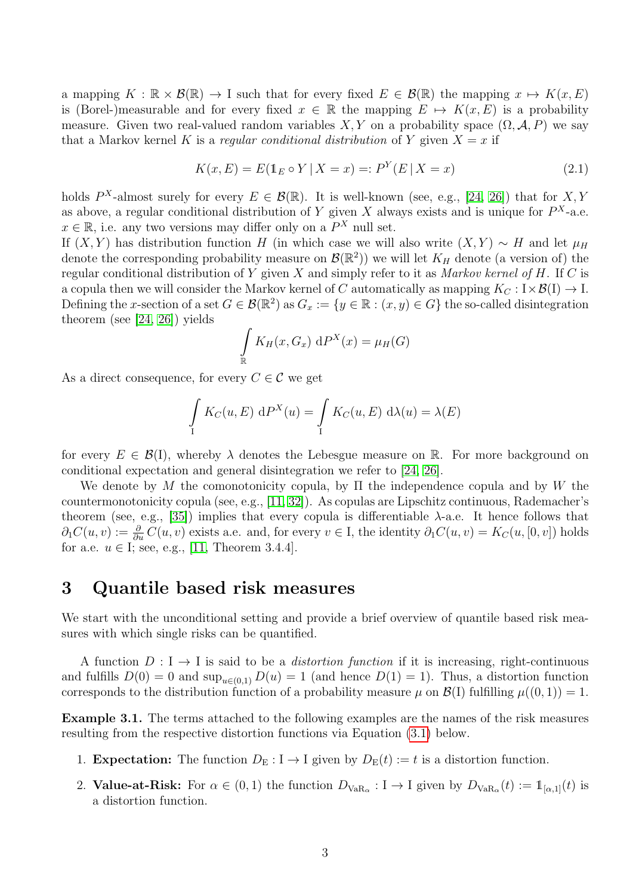a mapping $K : \mathbb{R} \times \mathcal{B}(\mathbb{R}) \to \mathbb{I}$ such that for every fixed $E \in \mathcal{B}(\mathbb{R})$ the mapping $x \mapsto K(x, E)$ is (Borel-)measurable and for every fixed $x \in \mathbb{R}$ the mapping $E \mapsto K(x, E)$ is a probability measure. Given two real-valued random variables $X, Y$ on a probability space $(\Omega, \mathcal{A}, P)$ we say that a Markov kernel $K$ is a *regular conditional distribution* of $Y$ given $X = x$ if

$$K(x, E) = E(\mathbb{1}_E \circ Y \mid X = x) =: P^Y(E \mid X = x) \tag{2.1}$$

holds $P^X$-almost surely for every $E \in \mathcal{B}(\mathbb{R})$. It is well-known (see, e.g., [24, 26]) that for $X, Y$ as above, a regular conditional distribution of $Y$ given $X$ always exists and is unique for $P^X$-a.e. $x \in \mathbb{R}$, i.e. any two versions may differ only on a $P^X$ null set.
If $(X, Y)$ has distribution function $H$ (in which case we will also write $(X, Y) \sim H$ and let $\mu_H$ denote the corresponding probability measure on $\mathcal{B}(\mathbb{R}^2)$) we will let $K_H$ denote (a version of) the regular conditional distribution of $Y$ given $X$ and simply refer to it as *Markov kernel of* $H$. If $C$ is a copula then we will consider the Markov kernel of $C$ automatically as mapping $K_C : \mathbb{I} \times \mathcal{B}(\mathbb{I}) \to \mathbb{I}$. Defining the $x$-section of a set $G \in \mathcal{B}(\mathbb{R}^2)$ as $G_x := \{y \in \mathbb{R} : (x, y) \in G\}$ the so-called disintegration theorem (see [24, 26]) yields

$$\int_{\mathbb{R}} K_H(x, G_x) \, \mathrm{d}P^X(x) = \mu_H(G)$$

As a direct consequence, for every $C \in \mathcal{C}$ we get

$$\int_{\mathbb{I}} K_C(u, E) \, \mathrm{d}P^X(u) = \int_{\mathbb{I}} K_C(u, E) \, \mathrm{d}\lambda(u) = \lambda(E)$$

for every $E \in \mathcal{B}(\mathbb{I})$, whereby $\lambda$ denotes the Lebesgue measure on $\mathbb{R}$. For more background on conditional expectation and general disintegration we refer to [24, 26].

We denote by $M$ the comonotonicity copula, by $\Pi$ the independence copula and by $W$ the countermonotonicity copula (see, e.g., [11, 32]). As copulas are Lipschitz continuous, Rademacher's theorem (see, e.g., [35]) implies that every copula is differentiable $\lambda$-a.e. It hence follows that $\partial_1 C(u, v) := \frac{\partial}{\partial u} C(u, v)$ exists a.e. and, for every $v \in \mathbb{I}$, the identity $\partial_1 C(u, v) = K_C(u, [0, v])$ holds for a.e. $u \in \mathbb{I}$; see, e.g., [11, Theorem 3.4.4].

# 3 Quantile based risk measures

We start with the unconditional setting and provide a brief overview of quantile based risk measures with which single risks can be quantified.

A function $D : \mathbb{I} \to \mathbb{I}$ is said to be a *distortion function* if it is increasing, right-continuous and fulfills $D(0) = 0$ and $\sup_{u \in (0,1)} D(u) = 1$ (and hence $D(1) = 1$). Thus, a distortion function corresponds to the distribution function of a probability measure $\mu$ on $\mathcal{B}(\mathbb{I})$ fulfilling $\mu((0, 1)) = 1$.

**Example 3.1.** The terms attached to the following examples are the names of the risk measures resulting from the respective distortion functions via Equation (3.1) below.

1. **Expectation:** The function $D_{\mathrm{E}} : \mathbb{I} \to \mathbb{I}$ given by $D_{\mathrm{E}}(t) := t$ is a distortion function.
2. **Value-at-Risk:** For $\alpha \in (0, 1)$ the function $D_{\mathrm{VaR}_\alpha} : \mathbb{I} \to \mathbb{I}$ given by $D_{\mathrm{VaR}_\alpha}(t) := \mathbb{1}_{[\alpha,1]}(t)$ is a distortion function.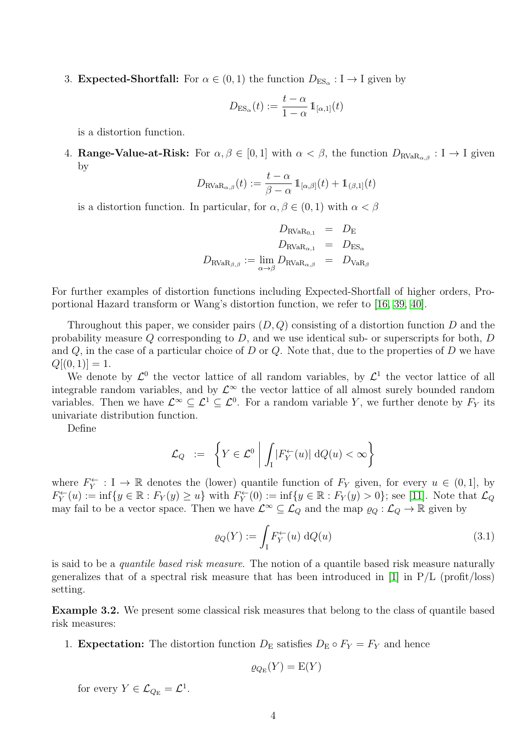3. **Expected-Shortfall:** For $\alpha \in (0,1)$ the function $D_{\mathrm{ES}_\alpha} : \mathrm{I} \to \mathrm{I}$ given by

$$D_{\mathrm{ES}_\alpha}(t) := \frac{t-\alpha}{1-\alpha}\, \mathbb{1}_{[\alpha,1]}(t)$$

is a distortion function.

4. **Range-Value-at-Risk:** For $\alpha, \beta \in [0,1]$ with $\alpha < \beta$, the function $D_{\mathrm{RVaR}_{\alpha,\beta}} : \mathrm{I} \to \mathrm{I}$ given by

$$D_{\mathrm{RVaR}_{\alpha,\beta}}(t) := \frac{t-\alpha}{\beta-\alpha}\, \mathbb{1}_{[\alpha,\beta]}(t) + \mathbb{1}_{(\beta,1]}(t)$$

is a distortion function. In particular, for $\alpha, \beta \in (0,1)$ with $\alpha < \beta$

$$\begin{aligned} D_{\mathrm{RVaR}_{0,1}} &= D_{\mathrm{E}} \\ D_{\mathrm{RVaR}_{\alpha,1}} &= D_{\mathrm{ES}_\alpha} \\ D_{\mathrm{RVaR}_{\beta,\beta}} := \lim_{\alpha \to \beta} D_{\mathrm{RVaR}_{\alpha,\beta}} &= D_{\mathrm{VaR}_\beta} \end{aligned}$$

For further examples of distortion functions including Expected-Shortfall of higher orders, Proportional Hazard transform or Wang's distortion function, we refer to [16, 39, 40].

Throughout this paper, we consider pairs $(D, Q)$ consisting of a distortion function $D$ and the probability measure $Q$ corresponding to $D$, and we use identical sub- or superscripts for both, $D$ and $Q$, in the case of a particular choice of $D$ or $Q$. Note that, due to the properties of $D$ we have $Q[(0,1)] = 1$.

We denote by $\mathcal{L}^0$ the vector lattice of all random variables, by $\mathcal{L}^1$ the vector lattice of all integrable random variables, and by $\mathcal{L}^\infty$ the vector lattice of all almost surely bounded random variables. Then we have $\mathcal{L}^\infty \subseteq \mathcal{L}^1 \subseteq \mathcal{L}^0$. For a random variable $Y$, we further denote by $F_Y$ its univariate distribution function.

Define

$$\mathcal{L}_Q \;:=\; \left\{ Y \in \mathcal{L}^0 \;\middle|\; \int_{\mathrm{I}} |F_Y^{\leftarrow}(u)| \,\mathrm{d}Q(u) < \infty \right\}$$

where $F_Y^{\leftarrow} : \mathrm{I} \to \mathbb{R}$ denotes the (lower) quantile function of $F_Y$ given, for every $u \in (0,1]$, by $F_Y^{\leftarrow}(u) := \inf\{y \in \mathbb{R} : F_Y(y) \geq u\}$ with $F_Y^{\leftarrow}(0) := \inf\{y \in \mathbb{R} : F_Y(y) > 0\}$; see [11]. Note that $\mathcal{L}_Q$ may fail to be a vector space. Then we have $\mathcal{L}^\infty \subseteq \mathcal{L}_Q$ and the map $\varrho_Q : \mathcal{L}_Q \to \mathbb{R}$ given by

$$\varrho_Q(Y) := \int_{\mathrm{I}} F_Y^{\leftarrow}(u) \,\mathrm{d}Q(u) \tag{3.1}$$

is said to be a *quantile based risk measure*. The notion of a quantile based risk measure naturally generalizes that of a spectral risk measure that has been introduced in [1] in P/L (profit/loss) setting.

**Example 3.2.** We present some classical risk measures that belong to the class of quantile based risk measures:

1. **Expectation:** The distortion function $D_{\mathrm{E}}$ satisfies $D_{\mathrm{E}} \circ F_Y = F_Y$ and hence

$$\varrho_{Q_{\mathrm{E}}}(Y) = \mathrm{E}(Y)$$

for every $Y \in \mathcal{L}_{Q_{\mathrm{E}}} = \mathcal{L}^1$.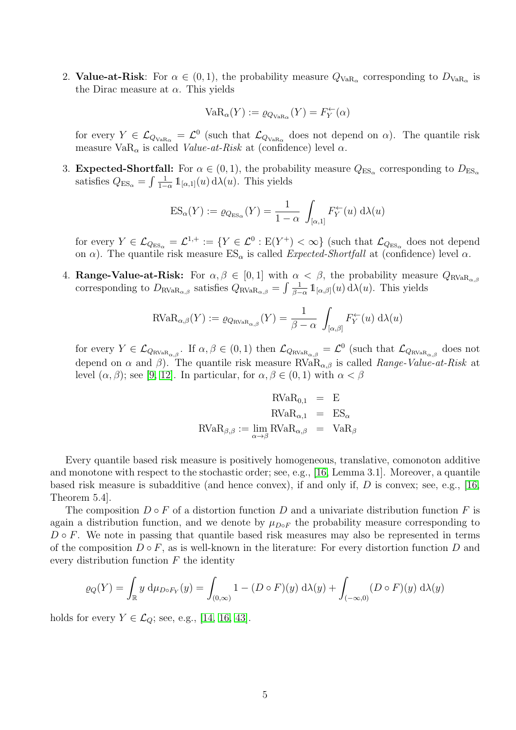2. **Value-at-Risk**: For $\alpha \in (0,1)$, the probability measure $Q_{\mathrm{VaR}_\alpha}$ corresponding to $D_{\mathrm{VaR}_\alpha}$ is the Dirac measure at $\alpha$. This yields

$$\mathrm{VaR}_\alpha(Y) := \varrho_{Q_{\mathrm{VaR}_\alpha}}(Y) = F_Y^{\leftarrow}(\alpha)$$

for every $Y \in \mathcal{L}_{Q_{\mathrm{VaR}_\alpha}} = \mathcal{L}^0$ (such that $\mathcal{L}_{Q_{\mathrm{VaR}_\alpha}}$ does not depend on $\alpha$). The quantile risk measure $\mathrm{VaR}_\alpha$ is called *Value-at-Risk* at (confidence) level $\alpha$.

3. **Expected-Shortfall:** For $\alpha \in (0,1)$, the probability measure $Q_{\mathrm{ES}_\alpha}$ corresponding to $D_{\mathrm{ES}_\alpha}$ satisfies $Q_{\mathrm{ES}_\alpha} = \int \frac{1}{1-\alpha} \mathbb{1}_{[\alpha,1]}(u) \, \mathrm{d}\lambda(u)$. This yields

$$\mathrm{ES}_\alpha(Y) := \varrho_{Q_{\mathrm{ES}_\alpha}}(Y) = \frac{1}{1-\alpha} \int_{[\alpha,1]} F_Y^{\leftarrow}(u) \, \mathrm{d}\lambda(u)$$

for every $Y \in \mathcal{L}_{Q_{\mathrm{ES}_\alpha}} = \mathcal{L}^{1,+} := \{Y \in \mathcal{L}^0 : \mathrm{E}(Y^+) < \infty\}$ (such that $\mathcal{L}_{Q_{\mathrm{ES}_\alpha}}$ does not depend on $\alpha$). The quantile risk measure $\mathrm{ES}_\alpha$ is called *Expected-Shortfall* at (confidence) level $\alpha$.

4. **Range-Value-at-Risk:** For $\alpha, \beta \in [0,1]$ with $\alpha < \beta$, the probability measure $Q_{\mathrm{RVaR}_{\alpha,\beta}}$ corresponding to $D_{\mathrm{RVaR}_{\alpha,\beta}}$ satisfies $Q_{\mathrm{RVaR}_{\alpha,\beta}} = \int \frac{1}{\beta-\alpha} \mathbb{1}_{[\alpha,\beta]}(u) \, \mathrm{d}\lambda(u)$. This yields

$$\mathrm{RVaR}_{\alpha,\beta}(Y) := \varrho_{Q_{\mathrm{RVaR}_{\alpha,\beta}}}(Y) = \frac{1}{\beta-\alpha} \int_{[\alpha,\beta]} F_Y^{\leftarrow}(u) \, \mathrm{d}\lambda(u)$$

for every $Y \in \mathcal{L}_{Q_{\mathrm{RVaR}_{\alpha,\beta}}}$. If $\alpha, \beta \in (0,1)$ then $\mathcal{L}_{Q_{\mathrm{RVaR}_{\alpha,\beta}}} = \mathcal{L}^0$ (such that $\mathcal{L}_{Q_{\mathrm{RVaR}_{\alpha,\beta}}}$ does not depend on $\alpha$ and $\beta$). The quantile risk measure $\mathrm{RVaR}_{\alpha,\beta}$ is called *Range-Value-at-Risk* at level $(\alpha,\beta)$; see [9, 12]. In particular, for $\alpha, \beta \in (0,1)$ with $\alpha < \beta$

$$\begin{aligned}
\mathrm{RVaR}_{0,1} &= \mathrm{E} \\
\mathrm{RVaR}_{\alpha,1} &= \mathrm{ES}_\alpha \\
\mathrm{RVaR}_{\beta,\beta} := \lim_{\alpha \to \beta} \mathrm{RVaR}_{\alpha,\beta} &= \mathrm{VaR}_\beta
\end{aligned}$$

Every quantile based risk measure is positively homogeneous, translative, comonoton additive and monotone with respect to the stochastic order; see, e.g., [16, Lemma 3.1]. Moreover, a quantile based risk measure is subadditive (and hence convex), if and only if, $D$ is convex; see, e.g., [16, Theorem 5.4].

The composition $D \circ F$ of a distortion function $D$ and a univariate distribution function $F$ is again a distribution function, and we denote by $\mu_{D \circ F}$ the probability measure corresponding to $D \circ F$. We note in passing that quantile based risk measures may also be represented in terms of the composition $D \circ F$, as is well-known in the literature: For every distortion function $D$ and every distribution function $F$ the identity

$$\varrho_Q(Y) = \int_{\mathbb{R}} y \, \mathrm{d}\mu_{D \circ F_Y}(y) = \int_{(0,\infty)} 1 - (D \circ F)(y) \, \mathrm{d}\lambda(y) + \int_{(-\infty,0)} (D \circ F)(y) \, \mathrm{d}\lambda(y)$$

holds for every $Y \in \mathcal{L}_Q$; see, e.g., [14, 16, 43].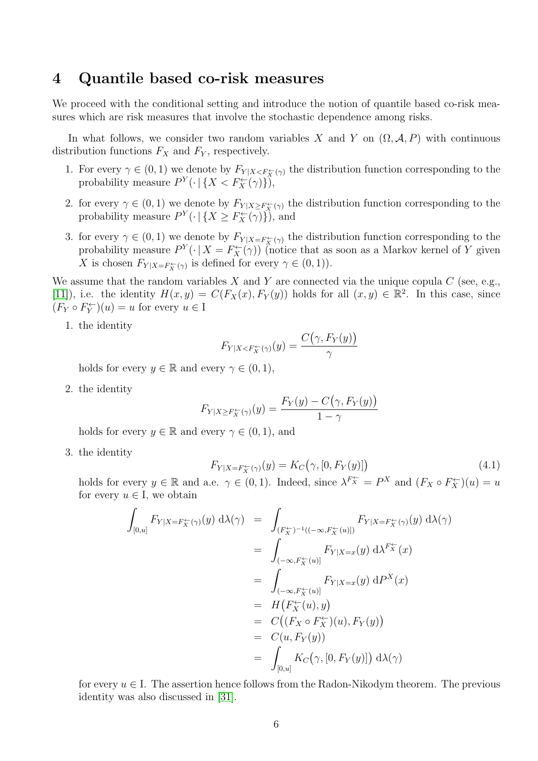## 4 Quantile based co-risk measures

We proceed with the conditional setting and introduce the notion of quantile based co-risk measures which are risk measures that involve the stochastic dependence among risks.

In what follows, we consider two random variables $X$ and $Y$ on $(\Omega, \mathcal{A}, P)$ with continuous distribution functions $F_X$ and $F_Y$, respectively.

1. For every $\gamma \in (0,1)$ we denote by $F_{Y|X<F_X^{\leftarrow}(\gamma)}$ the distribution function corresponding to the probability measure $P^Y(\cdot \,|\, \{X < F_X^{\leftarrow}(\gamma)\})$,
2. for every $\gamma \in (0,1)$ we denote by $F_{Y|X\geq F_X^{\leftarrow}(\gamma)}$ the distribution function corresponding to the probability measure $P^Y(\cdot \,|\, \{X \geq F_X^{\leftarrow}(\gamma)\})$, and
3. for every $\gamma \in (0,1)$ we denote by $F_{Y|X=F_X^{\leftarrow}(\gamma)}$ the distribution function corresponding to the probability measure $P^Y(\cdot \,|\, X = F_X^{\leftarrow}(\gamma))$ (notice that as soon as a Markov kernel of $Y$ given $X$ is chosen $F_{Y|X=F_X^{\leftarrow}(\gamma)}$ is defined for every $\gamma \in (0,1)$).

We assume that the random variables $X$ and $Y$ are connected via the unique copula $C$ (see, e.g., [11]), i.e. the identity $H(x,y) = C(F_X(x), F_Y(y))$ holds for all $(x,y) \in \mathbb{R}^2$. In this case, since $(F_Y \circ F_Y^{\leftarrow})(u) = u$ for every $u \in \mathrm{I}$

1. the identity
$$F_{Y|X<F_X^{\leftarrow}(\gamma)}(y) = \frac{C\big(\gamma, F_Y(y)\big)}{\gamma}$$
holds for every $y \in \mathbb{R}$ and every $\gamma \in (0,1)$,
2. the identity
$$F_{Y|X\geq F_X^{\leftarrow}(\gamma)}(y) = \frac{F_Y(y) - C\big(\gamma, F_Y(y)\big)}{1-\gamma}$$
holds for every $y \in \mathbb{R}$ and every $\gamma \in (0,1)$, and
3. the identity
$$F_{Y|X=F_X^{\leftarrow}(\gamma)}(y) = K_C\big(\gamma, [0, F_Y(y)]\big) \tag{4.1}$$
holds for every $y \in \mathbb{R}$ and a.e. $\gamma \in (0,1)$. Indeed, since $\lambda^{F_X^{\leftarrow}} = P^X$ and $(F_X \circ F_X^{\leftarrow})(u) = u$ for every $u \in \mathrm{I}$, we obtain
$$\begin{aligned}
\int_{[0,u]} F_{Y|X=F_X^{\leftarrow}(\gamma)}(y) \; \mathrm{d}\lambda(\gamma) &= \int_{(F_X^{\leftarrow})^{-1}((-\infty, F_X^{\leftarrow}(u)])} F_{Y|X=F_X^{\leftarrow}(\gamma)}(y) \; \mathrm{d}\lambda(\gamma) \\
&= \int_{(-\infty, F_X^{\leftarrow}(u)]} F_{Y|X=x}(y) \; \mathrm{d}\lambda^{F_X^{\leftarrow}}(x) \\
&= \int_{(-\infty, F_X^{\leftarrow}(u)]} F_{Y|X=x}(y) \; \mathrm{d}P^X(x) \\
&= H\big(F_X^{\leftarrow}(u), y\big) \\
&= C\big((F_X \circ F_X^{\leftarrow})(u), F_Y(y)\big) \\
&= C(u, F_Y(y)) \\
&= \int_{[0,u]} K_C\big(\gamma, [0, F_Y(y)]\big) \; \mathrm{d}\lambda(\gamma)
\end{aligned}$$
for every $u \in \mathrm{I}$. The assertion hence follows from the Radon-Nikodym theorem. The previous identity was also discussed in [31].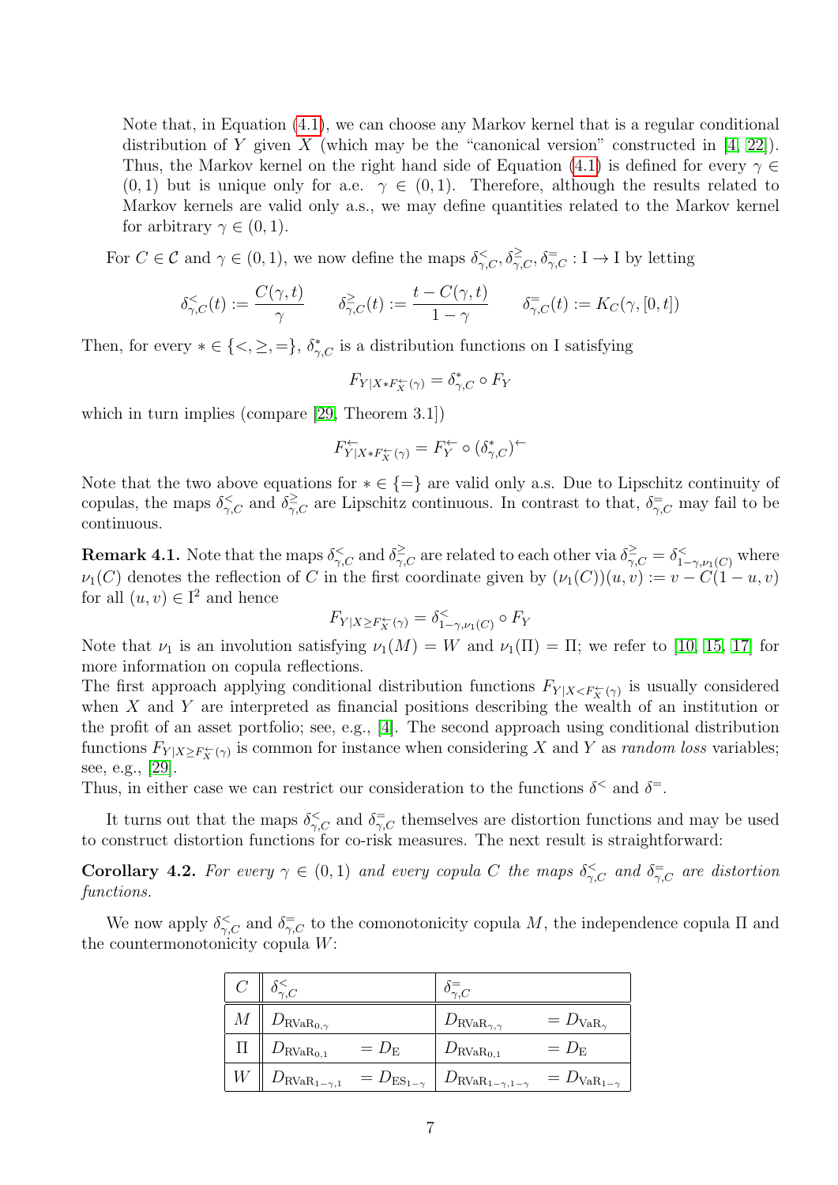Note that, in Equation (4.1), we can choose any Markov kernel that is a regular conditional distribution of $Y$ given $X$ (which may be the "canonical version" constructed in [4, 22]). Thus, the Markov kernel on the right hand side of Equation (4.1) is defined for every $\gamma \in (0,1)$ but is unique only for a.e. $\gamma \in (0,1)$. Therefore, although the results related to Markov kernels are valid only a.s., we may define quantities related to the Markov kernel for arbitrary $\gamma \in (0,1)$.

For $C \in \mathcal{C}$ and $\gamma \in (0,1)$, we now define the maps $\delta^{<}_{\gamma,C}, \delta^{\geq}_{\gamma,C}, \delta^{=}_{\gamma,C} : \mathrm{I} \to \mathrm{I}$ by letting

$$\delta^{<}_{\gamma,C}(t) := \frac{C(\gamma,t)}{\gamma} \qquad \delta^{\geq}_{\gamma,C}(t) := \frac{t - C(\gamma,t)}{1-\gamma} \qquad \delta^{=}_{\gamma,C}(t) := K_C(\gamma,[0,t])$$

Then, for every $* \in \{<, \geq, =\}$, $\delta^{*}_{\gamma,C}$ is a distribution functions on I satisfying

$$F_{Y|X * F_X^{\leftarrow}(\gamma)} = \delta^{*}_{\gamma,C} \circ F_Y$$

which in turn implies (compare [29, Theorem 3.1])

$$F^{\leftarrow}_{Y|X * F_X^{\leftarrow}(\gamma)} = F_Y^{\leftarrow} \circ (\delta^{*}_{\gamma,C})^{\leftarrow}$$

Note that the two above equations for $* \in \{=\}$ are valid only a.s. Due to Lipschitz continuity of copulas, the maps $\delta^{<}_{\gamma,C}$ and $\delta^{\geq}_{\gamma,C}$ are Lipschitz continuous. In contrast to that, $\delta^{=}_{\gamma,C}$ may fail to be continuous.

**Remark 4.1.** Note that the maps $\delta^{<}_{\gamma,C}$ and $\delta^{\geq}_{\gamma,C}$ are related to each other via $\delta^{\geq}_{\gamma,C} = \delta^{<}_{1-\gamma,\nu_1(C)}$ where $\nu_1(C)$ denotes the reflection of $C$ in the first coordinate given by $(\nu_1(C))(u,v) := v - C(1-u,v)$ for all $(u,v) \in \mathrm{I}^2$ and hence

$$F_{Y|X \geq F_X^{\leftarrow}(\gamma)} = \delta^{<}_{1-\gamma,\nu_1(C)} \circ F_Y$$

Note that $\nu_1$ is an involution satisfying $\nu_1(M) = W$ and $\nu_1(\Pi) = \Pi$; we refer to [10, 15, 17] for more information on copula reflections.
The first approach applying conditional distribution functions $F_{Y|X<F_X^{\leftarrow}(\gamma)}$ is usually considered when $X$ and $Y$ are interpreted as financial positions describing the wealth of an institution or the profit of an asset portfolio; see, e.g., [4]. The second approach using conditional distribution functions $F_{Y|X \geq F_X^{\leftarrow}(\gamma)}$ is common for instance when considering $X$ and $Y$ as *random loss* variables; see, e.g., [29].
Thus, in either case we can restrict our consideration to the functions $\delta^{<}$ and $\delta^{=}$.

It turns out that the maps $\delta^{<}_{\gamma,C}$ and $\delta^{=}_{\gamma,C}$ themselves are distortion functions and may be used to construct distortion functions for co-risk measures. The next result is straightforward:

**Corollary 4.2.** *For every $\gamma \in (0,1)$ and every copula $C$ the maps $\delta^{<}_{\gamma,C}$ and $\delta^{=}_{\gamma,C}$ are distortion functions.*

We now apply $\delta^{<}_{\gamma,C}$ and $\delta^{=}_{\gamma,C}$ to the comonotonicity copula $M$, the independence copula $\Pi$ and the countermonotonicity copula $W$:

| $C$ | $\delta^{<}_{\gamma,C}$ | | $\delta^{=}_{\gamma,C}$ | |
|---|---|---|---|---|
| $M$ | $D_{\mathrm{RVaR}_{0,\gamma}}$ | | $D_{\mathrm{RVaR}_{\gamma,\gamma}}$ | $= D_{\mathrm{VaR}_{\gamma}}$ |
| $\Pi$ | $D_{\mathrm{RVaR}_{0,1}}$ | $= D_{\mathrm{E}}$ | $D_{\mathrm{RVaR}_{0,1}}$ | $= D_{\mathrm{E}}$ |
| $W$ | $D_{\mathrm{RVaR}_{1-\gamma,1}}$ | $= D_{\mathrm{ES}_{1-\gamma}}$ | $D_{\mathrm{RVaR}_{1-\gamma,1-\gamma}}$ | $= D_{\mathrm{VaR}_{1-\gamma}}$ |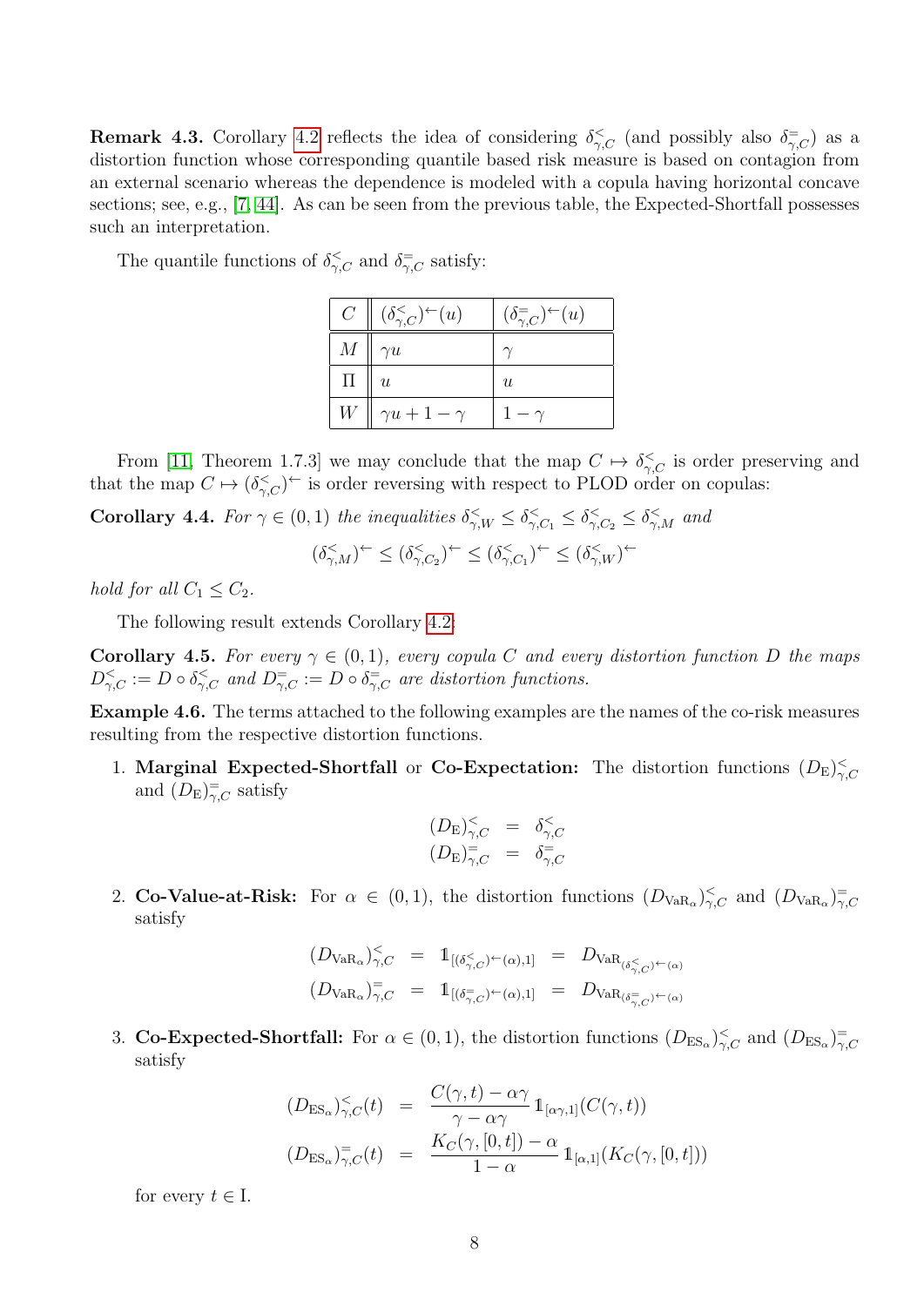**Remark 4.3.** Corollary 4.2 reflects the idea of considering $\delta^{<}_{\gamma,C}$ (and possibly also $\delta^{=}_{\gamma,C}$) as a distortion function whose corresponding quantile based risk measure is based on contagion from an external scenario whereas the dependence is modeled with a copula having horizontal concave sections; see, e.g., [7, 44]. As can be seen from the previous table, the Expected-Shortfall possesses such an interpretation.

The quantile functions of $\delta^{<}_{\gamma,C}$ and $\delta^{=}_{\gamma,C}$ satisfy:

| $C$ | $(\delta^{<}_{\gamma,C})^{\leftarrow}(u)$ | $(\delta^{=}_{\gamma,C})^{\leftarrow}(u)$ |
|---|---|---|
| $M$ | $\gamma u$ | $\gamma$ |
| $\Pi$ | $u$ | $u$ |
| $W$ | $\gamma u + 1 - \gamma$ | $1 - \gamma$ |

From [11, Theorem 1.7.3] we may conclude that the map $C \mapsto \delta^{<}_{\gamma,C}$ is order preserving and that the map $C \mapsto (\delta^{<}_{\gamma,C})^{\leftarrow}$ is order reversing with respect to PLOD order on copulas:

**Corollary 4.4.** *For $\gamma \in (0,1)$ the inequalities $\delta^{<}_{\gamma,W} \leq \delta^{<}_{\gamma,C_1} \leq \delta^{<}_{\gamma,C_2} \leq \delta^{<}_{\gamma,M}$ and*

$$(\delta^{<}_{\gamma,M})^{\leftarrow} \leq (\delta^{<}_{\gamma,C_2})^{\leftarrow} \leq (\delta^{<}_{\gamma,C_1})^{\leftarrow} \leq (\delta^{<}_{\gamma,W})^{\leftarrow}$$

*hold for all $C_1 \leq C_2$.*

The following result extends Corollary 4.2:

**Corollary 4.5.** *For every $\gamma \in (0,1)$, every copula $C$ and every distortion function $D$ the maps $D^{<}_{\gamma,C} := D \circ \delta^{<}_{\gamma,C}$ and $D^{=}_{\gamma,C} := D \circ \delta^{=}_{\gamma,C}$ are distortion functions.*

**Example 4.6.** The terms attached to the following examples are the names of the co-risk measures resulting from the respective distortion functions.

1. **Marginal Expected-Shortfall** or **Co-Expectation:** The distortion functions $(D_{\mathrm{E}})^{<}_{\gamma,C}$ and $(D_{\mathrm{E}})^{=}_{\gamma,C}$ satisfy

$$\begin{aligned} (D_{\mathrm{E}})^{<}_{\gamma,C} &= \delta^{<}_{\gamma,C} \\ (D_{\mathrm{E}})^{=}_{\gamma,C} &= \delta^{=}_{\gamma,C} \end{aligned}$$

2. **Co-Value-at-Risk:** For $\alpha \in (0,1)$, the distortion functions $(D_{\mathrm{VaR}_\alpha})^{<}_{\gamma,C}$ and $(D_{\mathrm{VaR}_\alpha})^{=}_{\gamma,C}$ satisfy

$$\begin{aligned} (D_{\mathrm{VaR}_\alpha})^{<}_{\gamma,C} &= \mathbb{1}_{[(\delta^{<}_{\gamma,C})^{\leftarrow}(\alpha),1]} = D_{\mathrm{VaR}_{(\delta^{<}_{\gamma,C})^{\leftarrow}(\alpha)}} \\ (D_{\mathrm{VaR}_\alpha})^{=}_{\gamma,C} &= \mathbb{1}_{[(\delta^{=}_{\gamma,C})^{\leftarrow}(\alpha),1]} = D_{\mathrm{VaR}_{(\delta^{=}_{\gamma,C})^{\leftarrow}(\alpha)}} \end{aligned}$$

3. **Co-Expected-Shortfall:** For $\alpha \in (0,1)$, the distortion functions $(D_{\mathrm{ES}_\alpha})^{<}_{\gamma,C}$ and $(D_{\mathrm{ES}_\alpha})^{=}_{\gamma,C}$ satisfy

$$\begin{aligned} (D_{\mathrm{ES}_\alpha})^{<}_{\gamma,C}(t) &= \frac{C(\gamma,t) - \alpha\gamma}{\gamma - \alpha\gamma}\, \mathbb{1}_{[\alpha\gamma,1]}(C(\gamma,t)) \\ (D_{\mathrm{ES}_\alpha})^{=}_{\gamma,C}(t) &= \frac{K_C(\gamma,[0,t]) - \alpha}{1-\alpha}\, \mathbb{1}_{[\alpha,1]}(K_C(\gamma,[0,t])) \end{aligned}$$

for every $t \in \mathrm{I}$.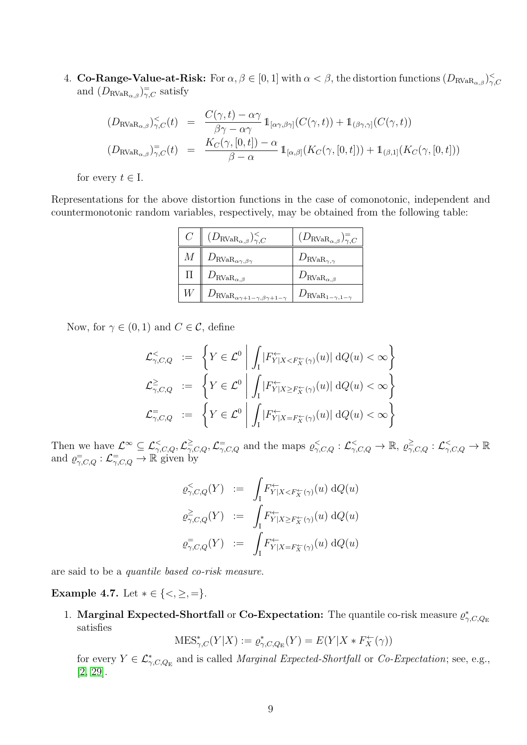4. **Co-Range-Value-at-Risk:** For $\alpha, \beta \in [0,1]$ with $\alpha < \beta$, the distortion functions $(D_{\mathrm{RVaR}_{\alpha,\beta}})^{<}_{\gamma,C}$ and $(D_{\mathrm{RVaR}_{\alpha,\beta}})^{=}_{\gamma,C}$ satisfy

$$
\begin{aligned}
(D_{\mathrm{RVaR}_{\alpha,\beta}})^{<}_{\gamma,C}(t) &= \frac{C(\gamma,t) - \alpha\gamma}{\beta\gamma - \alpha\gamma}\, \mathbb{1}_{[\alpha\gamma,\beta\gamma]}(C(\gamma,t)) + \mathbb{1}_{(\beta\gamma,\gamma]}(C(\gamma,t)) \\
(D_{\mathrm{RVaR}_{\alpha,\beta}})^{=}_{\gamma,C}(t) &= \frac{K_C(\gamma,[0,t]) - \alpha}{\beta - \alpha}\, \mathbb{1}_{[\alpha,\beta]}(K_C(\gamma,[0,t])) + \mathbb{1}_{(\beta,1]}(K_C(\gamma,[0,t]))
\end{aligned}
$$

for every $t \in \mathrm{I}$.

Representations for the above distortion functions in the case of comonotonic, independent and countermonotonic random variables, respectively, may be obtained from the following table:

| $C$ | $(D_{\mathrm{RVaR}_{\alpha,\beta}})^{<}_{\gamma,C}$ | $(D_{\mathrm{RVaR}_{\alpha,\beta}})^{=}_{\gamma,C}$ |
|---|---|---|
| $M$ | $D_{\mathrm{RVaR}_{\alpha\gamma,\beta\gamma}}$ | $D_{\mathrm{RVaR}_{\gamma,\gamma}}$ |
| $\Pi$ | $D_{\mathrm{RVaR}_{\alpha,\beta}}$ | $D_{\mathrm{RVaR}_{\alpha,\beta}}$ |
| $W$ | $D_{\mathrm{RVaR}_{\alpha\gamma+1-\gamma,\beta\gamma+1-\gamma}}$ | $D_{\mathrm{RVaR}_{1-\gamma,1-\gamma}}$ |

Now, for $\gamma \in (0,1)$ and $C \in \mathcal{C}$, define

$$
\begin{aligned}
\mathcal{L}^{<}_{\gamma,C,Q} &:= \left\{ Y \in \mathcal{L}^0 \;\middle|\; \int_{\mathrm{I}} |F^{\leftarrow}_{Y|X<F^{\leftarrow}_X(\gamma)}(u)| \; \mathrm{d}Q(u) < \infty \right\} \\
\mathcal{L}^{\geq}_{\gamma,C,Q} &:= \left\{ Y \in \mathcal{L}^0 \;\middle|\; \int_{\mathrm{I}} |F^{\leftarrow}_{Y|X\geq F^{\leftarrow}_X(\gamma)}(u)| \; \mathrm{d}Q(u) < \infty \right\} \\
\mathcal{L}^{=}_{\gamma,C,Q} &:= \left\{ Y \in \mathcal{L}^0 \;\middle|\; \int_{\mathrm{I}} |F^{\leftarrow}_{Y|X=F^{\leftarrow}_X(\gamma)}(u)| \; \mathrm{d}Q(u) < \infty \right\}
\end{aligned}
$$

Then we have $\mathcal{L}^\infty \subseteq \mathcal{L}^{<}_{\gamma,C,Q}, \mathcal{L}^{\geq}_{\gamma,C,Q}, \mathcal{L}^{=}_{\gamma,C,Q}$ and the maps $\varrho^{<}_{\gamma,C,Q} : \mathcal{L}^{<}_{\gamma,C,Q} \to \mathbb{R}$, $\varrho^{\geq}_{\gamma,C,Q} : \mathcal{L}^{<}_{\gamma,C,Q} \to \mathbb{R}$ and $\varrho^{=}_{\gamma,C,Q} : \mathcal{L}^{=}_{\gamma,C,Q} \to \mathbb{R}$ given by

$$
\begin{aligned}
\varrho^{<}_{\gamma,C,Q}(Y) &:= \int_{\mathrm{I}} F^{\leftarrow}_{Y|X<F^{\leftarrow}_X(\gamma)}(u) \; \mathrm{d}Q(u) \\
\varrho^{\geq}_{\gamma,C,Q}(Y) &:= \int_{\mathrm{I}} F^{\leftarrow}_{Y|X\geq F^{\leftarrow}_X(\gamma)}(u) \; \mathrm{d}Q(u) \\
\varrho^{=}_{\gamma,C,Q}(Y) &:= \int_{\mathrm{I}} F^{\leftarrow}_{Y|X=F^{\leftarrow}_X(\gamma)}(u) \; \mathrm{d}Q(u)
\end{aligned}
$$

are said to be a *quantile based co-risk measure*.

**Example 4.7.** Let $* \in \{<, \geq, =\}$.

1. **Marginal Expected-Shortfall** or **Co-Expectation:** The quantile co-risk measure $\varrho^{*}_{\gamma,C,Q_{\mathrm{E}}}$ satisfies

$$
\mathrm{MES}^{*}_{\gamma,C}(Y|X) := \varrho^{*}_{\gamma,C,Q_{\mathrm{E}}}(Y) = E(Y|X * F^{\leftarrow}_X(\gamma))
$$

for every $Y \in \mathcal{L}^{*}_{\gamma,C,Q_{\mathrm{E}}}$ and is called *Marginal Expected-Shortfall* or *Co-Expectation*; see, e.g., [2, 29].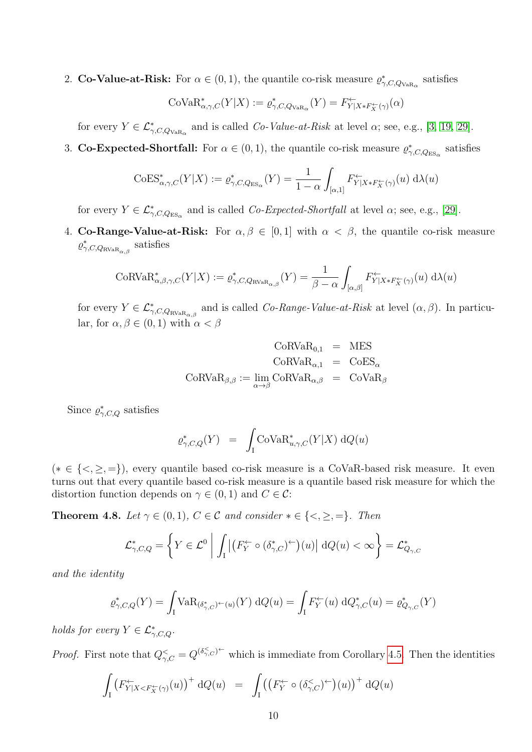2. **Co-Value-at-Risk:** For $\alpha \in (0,1)$, the quantile co-risk measure $\varrho^*_{\gamma,C,Q_{\mathrm{VaR}_\alpha}}$ satisfies

$$\mathrm{CoVaR}^*_{\alpha,\gamma,C}(Y|X) := \varrho^*_{\gamma,C,Q_{\mathrm{VaR}_\alpha}}(Y) = F^{\leftarrow}_{Y|X * F^{\leftarrow}_X(\gamma)}(\alpha)$$

for every $Y \in \mathcal{L}^*_{\gamma,C,Q_{\mathrm{VaR}_\alpha}}$ and is called *Co-Value-at-Risk* at level $\alpha$; see, e.g., [3, 19, 29].

3. **Co-Expected-Shortfall:** For $\alpha \in (0,1)$, the quantile co-risk measure $\varrho^*_{\gamma,C,Q_{\mathrm{ES}_\alpha}}$ satisfies

$$\mathrm{CoES}^*_{\alpha,\gamma,C}(Y|X) := \varrho^*_{\gamma,C,Q_{\mathrm{ES}_\alpha}}(Y) = \frac{1}{1-\alpha} \int_{[\alpha,1]} F^{\leftarrow}_{Y|X * F^{\leftarrow}_X(\gamma)}(u) \, \mathrm{d}\lambda(u)$$

for every $Y \in \mathcal{L}^*_{\gamma,C,Q_{\mathrm{ES}_\alpha}}$ and is called *Co-Expected-Shortfall* at level $\alpha$; see, e.g., [29].

4. **Co-Range-Value-at-Risk:** For $\alpha, \beta \in [0,1]$ with $\alpha < \beta$, the quantile co-risk measure $\varrho^*_{\gamma,C,Q_{\mathrm{RVaR}_{\alpha,\beta}}}$ satisfies

$$\mathrm{CoRVaR}^*_{\alpha,\beta,\gamma,C}(Y|X) := \varrho^*_{\gamma,C,Q_{\mathrm{RVaR}_{\alpha,\beta}}}(Y) = \frac{1}{\beta-\alpha} \int_{[\alpha,\beta]} F^{\leftarrow}_{Y|X * F^{\leftarrow}_X(\gamma)}(u) \, \mathrm{d}\lambda(u)$$

for every $Y \in \mathcal{L}^*_{\gamma,C,Q_{\mathrm{RVaR}_{\alpha,\beta}}}$ and is called *Co-Range-Value-at-Risk* at level $(\alpha,\beta)$. In particular, for $\alpha, \beta \in (0,1)$ with $\alpha < \beta$

$$\begin{aligned}
\mathrm{CoRVaR}_{0,1} &= \mathrm{MES} \\
\mathrm{CoRVaR}_{\alpha,1} &= \mathrm{CoES}_\alpha \\
\mathrm{CoRVaR}_{\beta,\beta} := \lim_{\alpha \to \beta} \mathrm{CoRVaR}_{\alpha,\beta} &= \mathrm{CoVaR}_\beta
\end{aligned}$$

Since $\varrho^*_{\gamma,C,Q}$ satisfies

$$\varrho^*_{\gamma,C,Q}(Y) = \int_{\mathrm{I}} \mathrm{CoVaR}^*_{u,\gamma,C}(Y|X) \, \mathrm{d}Q(u)$$

($* \in \{<, \geq, =\}$), every quantile based co-risk measure is a CoVaR-based risk measure. It even turns out that every quantile based co-risk measure is a quantile based risk measure for which the distortion function depends on $\gamma \in (0,1)$ and $C \in \mathcal{C}$:

**Theorem 4.8.** *Let $\gamma \in (0,1)$, $C \in \mathcal{C}$ and consider $* \in \{<, \geq, =\}$. Then*

$$\mathcal{L}^*_{\gamma,C,Q} = \left\{ Y \in \mathcal{L}^0 \;\middle|\; \int_{\mathrm{I}} \left| \left(F^{\leftarrow}_Y \circ (\delta^*_{\gamma,C})^{\leftarrow}\right)(u) \right| \mathrm{d}Q(u) < \infty \right\} = \mathcal{L}^*_{Q_{\gamma,C}}$$

*and the identity*

$$\varrho^*_{\gamma,C,Q}(Y) = \int_{\mathrm{I}} \mathrm{VaR}_{(\delta^*_{\gamma,C})^{\leftarrow}(u)}(Y) \, \mathrm{d}Q(u) = \int_{\mathrm{I}} F^{\leftarrow}_Y(u) \, \mathrm{d}Q^*_{\gamma,C}(u) = \varrho^*_{Q_{\gamma,C}}(Y)$$

*holds for every $Y \in \mathcal{L}^*_{\gamma,C,Q}$.*

*Proof.* First note that $Q^<_{\gamma,C} = Q^{(\delta^<_{\gamma,C})^{\leftarrow}}$ which is immediate from Corollary 4.5. Then the identities

$$\int_{\mathrm{I}} \left(F^{\leftarrow}_{Y|X<F^{\leftarrow}_X(\gamma)}(u)\right)^+ \mathrm{d}Q(u) = \int_{\mathrm{I}} \left(\left(F^{\leftarrow}_Y \circ (\delta^<_{\gamma,C})^{\leftarrow}\right)(u)\right)^+ \mathrm{d}Q(u)$$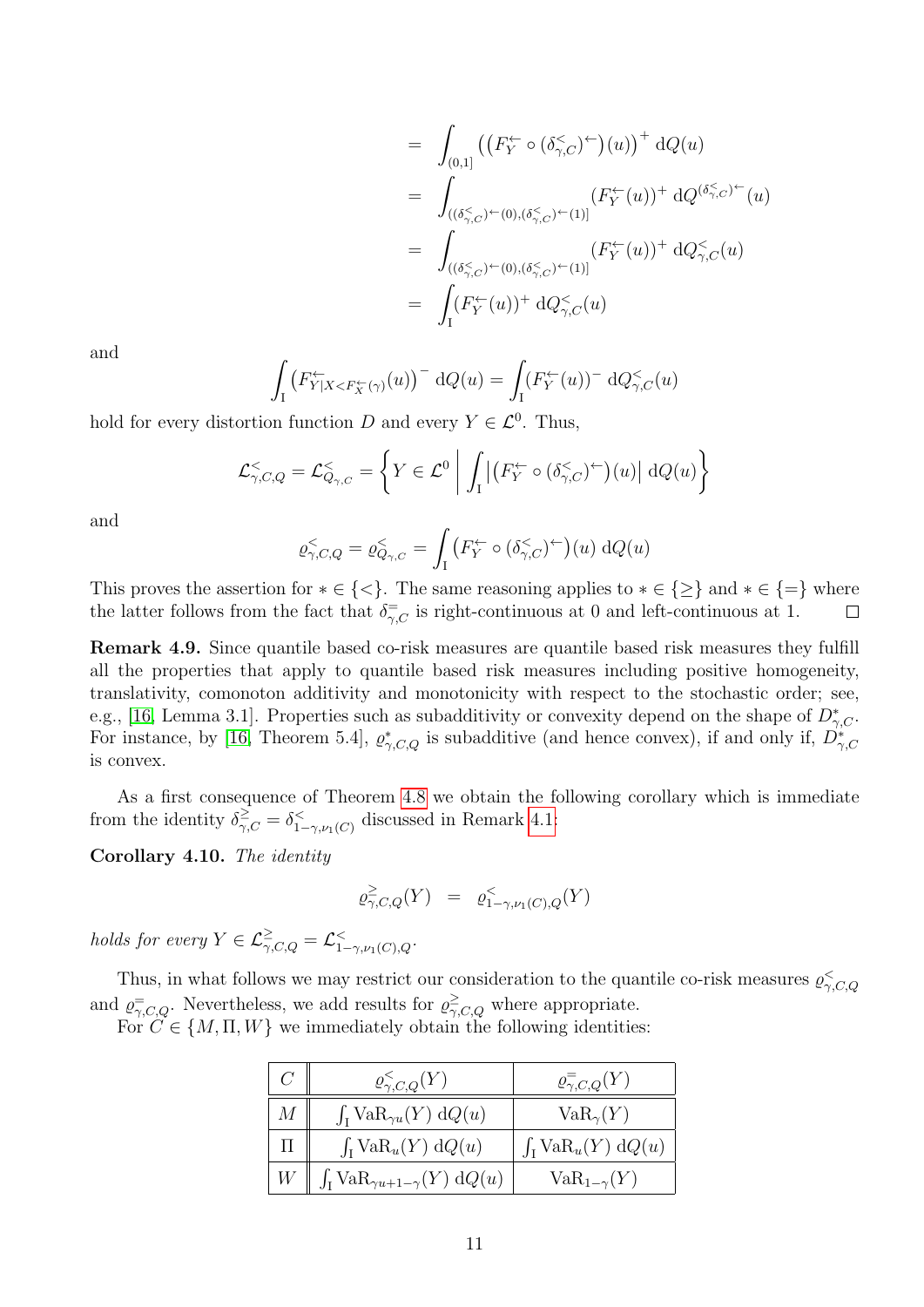$$
\begin{aligned}
&= \int_{(0,1]} \big( \big( F_Y^{\leftarrow} \circ (\delta_{\gamma,C}^{<})^{\leftarrow} \big)(u) \big)^{+} \, \mathrm{d}Q(u) \\
&= \int_{((\delta_{\gamma,C}^{<})^{\leftarrow}(0),(\delta_{\gamma,C}^{<})^{\leftarrow}(1)]} (F_Y^{\leftarrow}(u))^{+} \, \mathrm{d}Q^{(\delta_{\gamma,C}^{<})^{\leftarrow}}(u) \\
&= \int_{((\delta_{\gamma,C}^{<})^{\leftarrow}(0),(\delta_{\gamma,C}^{<})^{\leftarrow}(1)]} (F_Y^{\leftarrow}(u))^{+} \, \mathrm{d}Q_{\gamma,C}^{<}(u) \\
&= \int_{\mathrm{I}} (F_Y^{\leftarrow}(u))^{+} \, \mathrm{d}Q_{\gamma,C}^{<}(u)
\end{aligned}
$$

and

$$
\int_{\mathrm{I}} \big( F_{Y|X<F_X^{\leftarrow}(\gamma)}^{\leftarrow}(u) \big)^{-} \, \mathrm{d}Q(u) = \int_{\mathrm{I}} (F_Y^{\leftarrow}(u))^{-} \, \mathrm{d}Q_{\gamma,C}^{<}(u)
$$

hold for every distortion function $D$ and every $Y \in \mathcal{L}^0$. Thus,

$$
\mathcal{L}_{\gamma,C,Q}^{<} = \mathcal{L}_{Q_{\gamma,C}}^{<} = \left\{ Y \in \mathcal{L}^0 \;\middle|\; \int_{\mathrm{I}} \big| \big( F_Y^{\leftarrow} \circ (\delta_{\gamma,C}^{<})^{\leftarrow} \big)(u) \big| \, \mathrm{d}Q(u) \right\}
$$

and

$$
\varrho_{\gamma,C,Q}^{<} = \varrho_{Q_{\gamma,C}}^{<} = \int_{\mathrm{I}} \big( F_Y^{\leftarrow} \circ (\delta_{\gamma,C}^{<})^{\leftarrow} \big)(u) \, \mathrm{d}Q(u)
$$

This proves the assertion for $* \in \{<\}$. The same reasoning applies to $* \in \{\geq\}$ and $* \in \{=\}$ where the latter follows from the fact that $\delta_{\gamma,C}^{=}$ is right-continuous at 0 and left-continuous at 1. $\square$

**Remark 4.9.** Since quantile based co-risk measures are quantile based risk measures they fulfill all the properties that apply to quantile based risk measures including positive homogeneity, translativity, comonoton additivity and monotonicity with respect to the stochastic order; see, e.g., [16, Lemma 3.1]. Properties such as subadditivity or convexity depend on the shape of $D_{\gamma,C}^{*}$. For instance, by [16, Theorem 5.4], $\varrho_{\gamma,C,Q}^{*}$ is subadditive (and hence convex), if and only if, $D_{\gamma,C}^{*}$ is convex.

As a first consequence of Theorem 4.8 we obtain the following corollary which is immediate from the identity $\delta_{\gamma,C}^{\geq} = \delta_{1-\gamma,\nu_1(C)}^{<}$ discussed in Remark 4.1:

**Corollary 4.10.** *The identity*

$$
\varrho_{\gamma,C,Q}^{\geq}(Y) \;\; = \;\; \varrho_{1-\gamma,\nu_1(C),Q}^{<}(Y)
$$

*holds for every* $Y \in \mathcal{L}_{\gamma,C,Q}^{\geq} = \mathcal{L}_{1-\gamma,\nu_1(C),Q}^{<}$.

Thus, in what follows we may restrict our consideration to the quantile co-risk measures $\varrho_{\gamma,C,Q}^{<}$ and $\varrho_{\gamma,C,Q}^{=}$. Nevertheless, we add results for $\varrho_{\gamma,C,Q}^{\geq}$ where appropriate.

For $C \in \{M, \Pi, W\}$ we immediately obtain the following identities:

| $C$ | $\varrho_{\gamma,C,Q}^{<}(Y)$ | $\varrho_{\gamma,C,Q}^{=}(Y)$ |
|---|---|---|
| $M$ | $\int_{\mathrm{I}} \mathrm{VaR}_{\gamma u}(Y) \, \mathrm{d}Q(u)$ | $\mathrm{VaR}_{\gamma}(Y)$ |
| $\Pi$ | $\int_{\mathrm{I}} \mathrm{VaR}_{u}(Y) \, \mathrm{d}Q(u)$ | $\int_{\mathrm{I}} \mathrm{VaR}_{u}(Y) \, \mathrm{d}Q(u)$ |
| $W$ | $\int_{\mathrm{I}} \mathrm{VaR}_{\gamma u+1-\gamma}(Y) \, \mathrm{d}Q(u)$ | $\mathrm{VaR}_{1-\gamma}(Y)$ |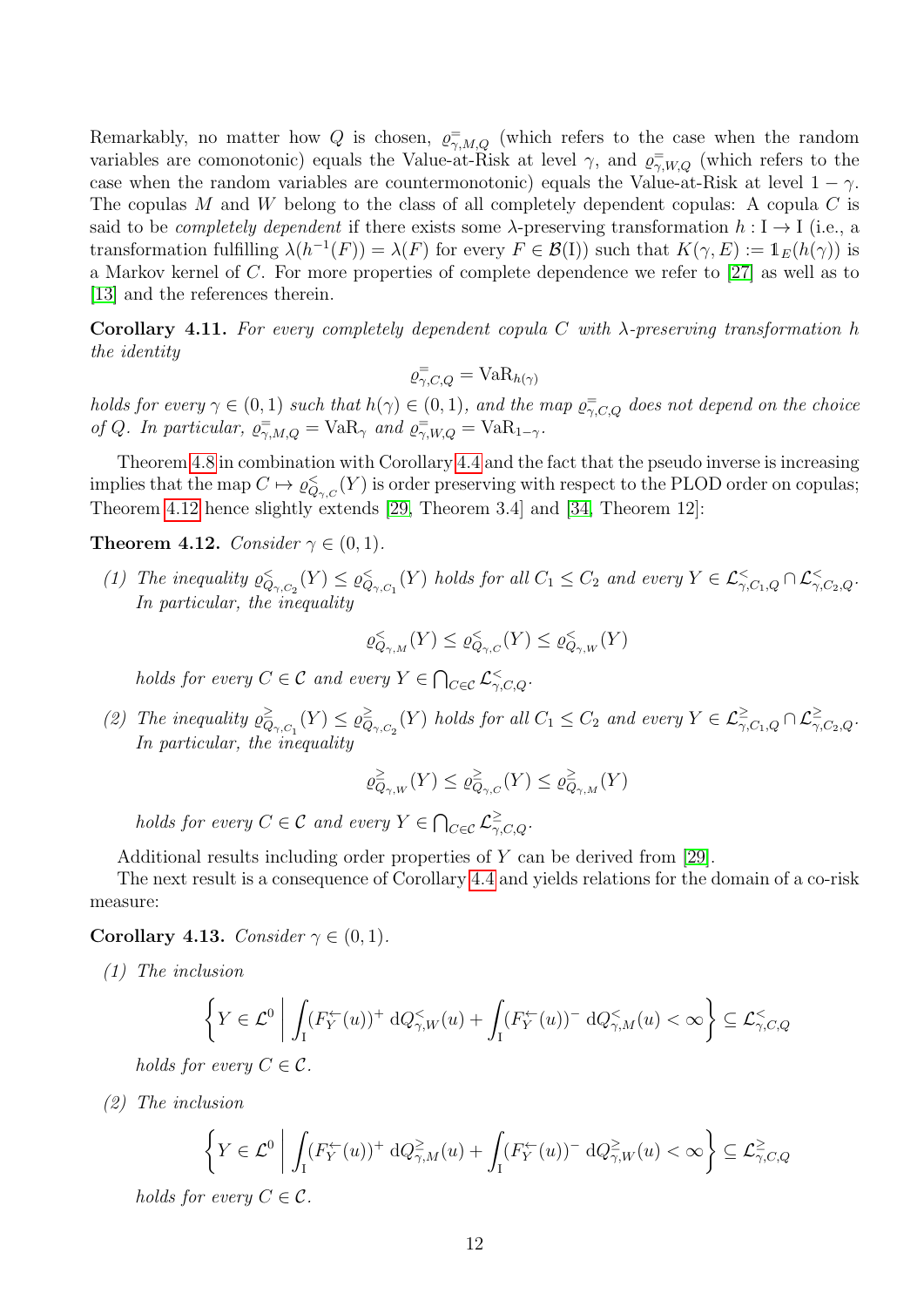Remarkably, no matter how $Q$ is chosen, $\varrho^{=}_{\gamma,M,Q}$ (which refers to the case when the random variables are comonotonic) equals the Value-at-Risk at level $\gamma$, and $\varrho^{=}_{\gamma,W,Q}$ (which refers to the case when the random variables are countermonotonic) equals the Value-at-Risk at level $1-\gamma$. The copulas $M$ and $W$ belong to the class of all completely dependent copulas: A copula $C$ is said to be *completely dependent* if there exists some $\lambda$-preserving transformation $h : \mathrm{I} \to \mathrm{I}$ (i.e., a transformation fulfilling $\lambda(h^{-1}(F)) = \lambda(F)$ for every $F \in \mathcal{B}(\mathrm{I})$) such that $K(\gamma, E) := \mathbb{1}_E(h(\gamma))$ is a Markov kernel of $C$. For more properties of complete dependence we refer to [27] as well as to [13] and the references therein.

**Corollary 4.11.** *For every completely dependent copula $C$ with $\lambda$-preserving transformation $h$ the identity*

$$\varrho^{=}_{\gamma,C,Q} = \mathrm{VaR}_{h(\gamma)}$$

*holds for every $\gamma \in (0,1)$ such that $h(\gamma) \in (0,1)$, and the map $\varrho^{=}_{\gamma,C,Q}$ does not depend on the choice of $Q$. In particular, $\varrho^{=}_{\gamma,M,Q} = \mathrm{VaR}_\gamma$ and $\varrho^{=}_{\gamma,W,Q} = \mathrm{VaR}_{1-\gamma}$.*

Theorem 4.8 in combination with Corollary 4.4 and the fact that the pseudo inverse is increasing implies that the map $C \mapsto \varrho^{<}_{Q_{\gamma,C}}(Y)$ is order preserving with respect to the PLOD order on copulas; Theorem 4.12 hence slightly extends [29, Theorem 3.4] and [34, Theorem 12]:

**Theorem 4.12.** *Consider $\gamma \in (0,1)$.*

*(1) The inequality $\varrho^{<}_{Q_{\gamma,C_2}}(Y) \leq \varrho^{<}_{Q_{\gamma,C_1}}(Y)$ holds for all $C_1 \leq C_2$ and every $Y \in \mathcal{L}^{<}_{\gamma,C_1,Q} \cap \mathcal{L}^{<}_{\gamma,C_2,Q}$. In particular, the inequality*

$$\varrho^{<}_{Q_{\gamma,M}}(Y) \leq \varrho^{<}_{Q_{\gamma,C}}(Y) \leq \varrho^{<}_{Q_{\gamma,W}}(Y)$$

*holds for every $C \in \mathcal{C}$ and every $Y \in \bigcap_{C\in\mathcal{C}} \mathcal{L}^{<}_{\gamma,C,Q}$.*

*(2) The inequality $\varrho^{\geq}_{Q_{\gamma,C_1}}(Y) \leq \varrho^{\geq}_{Q_{\gamma,C_2}}(Y)$ holds for all $C_1 \leq C_2$ and every $Y \in \mathcal{L}^{\geq}_{\gamma,C_1,Q} \cap \mathcal{L}^{\geq}_{\gamma,C_2,Q}$. In particular, the inequality*

$$\varrho^{\geq}_{Q_{\gamma,W}}(Y) \leq \varrho^{\geq}_{Q_{\gamma,C}}(Y) \leq \varrho^{\geq}_{Q_{\gamma,M}}(Y)$$

*holds for every $C \in \mathcal{C}$ and every $Y \in \bigcap_{C\in\mathcal{C}} \mathcal{L}^{\geq}_{\gamma,C,Q}$.*

Additional results including order properties of $Y$ can be derived from [29].

The next result is a consequence of Corollary 4.4 and yields relations for the domain of a co-risk measure:

**Corollary 4.13.** *Consider $\gamma \in (0,1)$.*

*(1) The inclusion*

$$\left\{ Y \in \mathcal{L}^0 \;\middle|\; \int_{\mathrm{I}} (F_Y^{\leftarrow}(u))^+ \, \mathrm{d}Q^{<}_{\gamma,W}(u) + \int_{\mathrm{I}} (F_Y^{\leftarrow}(u))^- \, \mathrm{d}Q^{<}_{\gamma,M}(u) < \infty \right\} \subseteq \mathcal{L}^{<}_{\gamma,C,Q}$$

*holds for every $C \in \mathcal{C}$.*

*(2) The inclusion*

$$\left\{ Y \in \mathcal{L}^0 \;\middle|\; \int_{\mathrm{I}} (F_Y^{\leftarrow}(u))^+ \, \mathrm{d}Q^{\geq}_{\gamma,M}(u) + \int_{\mathrm{I}} (F_Y^{\leftarrow}(u))^- \, \mathrm{d}Q^{\geq}_{\gamma,W}(u) < \infty \right\} \subseteq \mathcal{L}^{\geq}_{\gamma,C,Q}$$

*holds for every $C \in \mathcal{C}$.*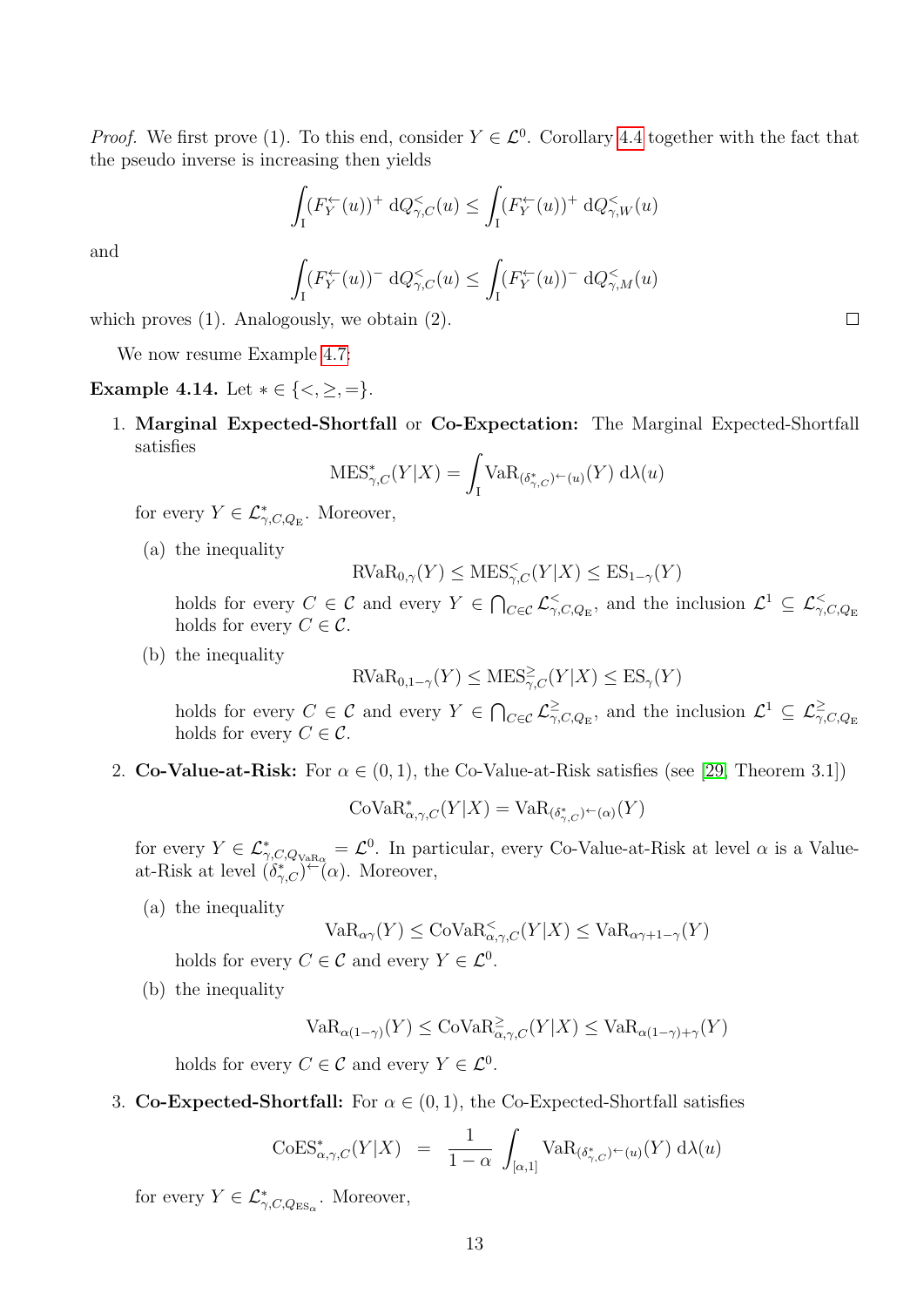*Proof.* We first prove (1). To this end, consider $Y \in \mathcal{L}^0$. Corollary 4.4 together with the fact that the pseudo inverse is increasing then yields

$$\int_{\mathrm{I}} (F_Y^{\leftarrow}(u))^+ \, \mathrm{d}Q^{<}_{\gamma,C}(u) \leq \int_{\mathrm{I}} (F_Y^{\leftarrow}(u))^+ \, \mathrm{d}Q^{<}_{\gamma,W}(u)$$

and

$$\int_{\mathrm{I}} (F_Y^{\leftarrow}(u))^- \, \mathrm{d}Q^{<}_{\gamma,C}(u) \leq \int_{\mathrm{I}} (F_Y^{\leftarrow}(u))^- \, \mathrm{d}Q^{<}_{\gamma,M}(u)$$

which proves (1). Analogously, we obtain (2). □

We now resume Example 4.7:

**Example 4.14.** Let $* \in \{<, \geq, =\}$.

1. **Marginal Expected-Shortfall** or **Co-Expectation:** The Marginal Expected-Shortfall satisfies

$$\mathrm{MES}^*_{\gamma,C}(Y|X) = \int_{\mathrm{I}} \mathrm{VaR}_{(\delta^*_{\gamma,C})^{\leftarrow}(u)}(Y) \, \mathrm{d}\lambda(u)$$

   for every $Y \in \mathcal{L}^*_{\gamma,C,Q_{\mathrm{E}}}$. Moreover,

   (a) the inequality

$$\mathrm{RVaR}_{0,\gamma}(Y) \leq \mathrm{MES}^{<}_{\gamma,C}(Y|X) \leq \mathrm{ES}_{1-\gamma}(Y)$$

   holds for every $C \in \mathcal{C}$ and every $Y \in \bigcap_{C \in \mathcal{C}} \mathcal{L}^{<}_{\gamma,C,Q_{\mathrm{E}}}$, and the inclusion $\mathcal{L}^1 \subseteq \mathcal{L}^{<}_{\gamma,C,Q_{\mathrm{E}}}$ holds for every $C \in \mathcal{C}$.

   (b) the inequality

$$\mathrm{RVaR}_{0,1-\gamma}(Y) \leq \mathrm{MES}^{\geq}_{\gamma,C}(Y|X) \leq \mathrm{ES}_{\gamma}(Y)$$

   holds for every $C \in \mathcal{C}$ and every $Y \in \bigcap_{C \in \mathcal{C}} \mathcal{L}^{\geq}_{\gamma,C,Q_{\mathrm{E}}}$, and the inclusion $\mathcal{L}^1 \subseteq \mathcal{L}^{\geq}_{\gamma,C,Q_{\mathrm{E}}}$ holds for every $C \in \mathcal{C}$.

2. **Co-Value-at-Risk:** For $\alpha \in (0,1)$, the Co-Value-at-Risk satisfies (see [29, Theorem 3.1])

$$\mathrm{CoVaR}^*_{\alpha,\gamma,C}(Y|X) = \mathrm{VaR}_{(\delta^*_{\gamma,C})^{\leftarrow}(\alpha)}(Y)$$

   for every $Y \in \mathcal{L}^*_{\gamma,C,Q_{\mathrm{VaR}_\alpha}} = \mathcal{L}^0$. In particular, every Co-Value-at-Risk at level $\alpha$ is a Value-at-Risk at level $(\delta^*_{\gamma,C})^{\leftarrow}(\alpha)$. Moreover,

   (a) the inequality

$$\mathrm{VaR}_{\alpha\gamma}(Y) \leq \mathrm{CoVaR}^{<}_{\alpha,\gamma,C}(Y|X) \leq \mathrm{VaR}_{\alpha\gamma+1-\gamma}(Y)$$

   holds for every $C \in \mathcal{C}$ and every $Y \in \mathcal{L}^0$.

   (b) the inequality

$$\mathrm{VaR}_{\alpha(1-\gamma)}(Y) \leq \mathrm{CoVaR}^{\geq}_{\alpha,\gamma,C}(Y|X) \leq \mathrm{VaR}_{\alpha(1-\gamma)+\gamma}(Y)$$

   holds for every $C \in \mathcal{C}$ and every $Y \in \mathcal{L}^0$.

3. **Co-Expected-Shortfall:** For $\alpha \in (0,1)$, the Co-Expected-Shortfall satisfies

$$\mathrm{CoES}^*_{\alpha,\gamma,C}(Y|X) = \frac{1}{1-\alpha} \int_{[\alpha,1]} \mathrm{VaR}_{(\delta^*_{\gamma,C})^{\leftarrow}(u)}(Y) \, \mathrm{d}\lambda(u)$$

   for every $Y \in \mathcal{L}^*_{\gamma,C,Q_{\mathrm{ES}_\alpha}}$. Moreover,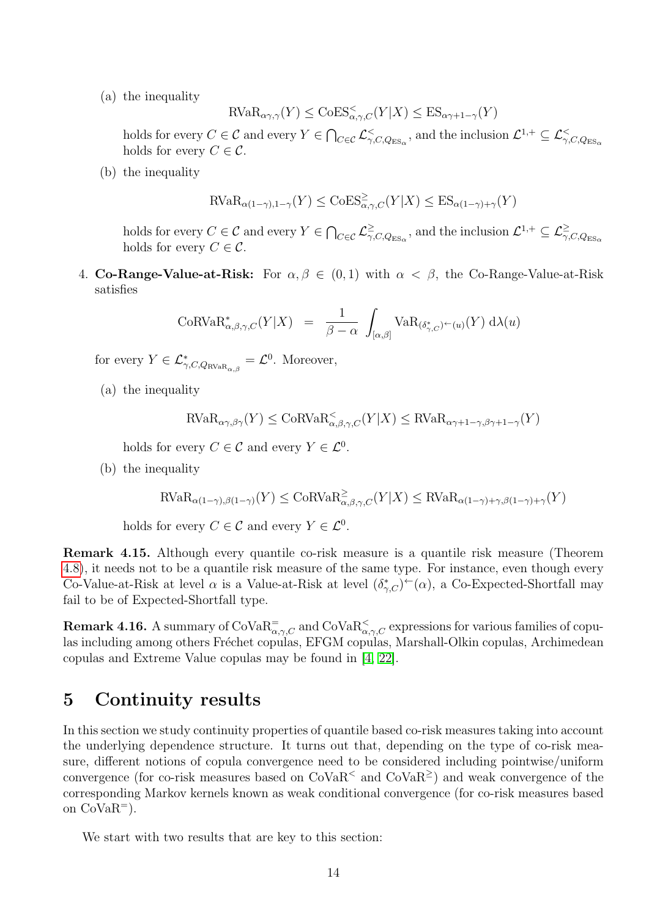(a) the inequality

$$\mathrm{RVaR}_{\alpha\gamma,\gamma}(Y) \leq \mathrm{CoES}^{<}_{\alpha,\gamma,C}(Y|X) \leq \mathrm{ES}_{\alpha\gamma+1-\gamma}(Y)$$

holds for every $C \in \mathcal{C}$ and every $Y \in \bigcap_{C\in\mathcal{C}} \mathcal{L}^{<}_{\gamma,C,Q_{\mathrm{ES}_\alpha}}$, and the inclusion $\mathcal{L}^{1,+} \subseteq \mathcal{L}^{<}_{\gamma,C,Q_{\mathrm{ES}_\alpha}}$ holds for every $C \in \mathcal{C}$.

(b) the inequality

$$\mathrm{RVaR}_{\alpha(1-\gamma),1-\gamma}(Y) \leq \mathrm{CoES}^{\geq}_{\alpha,\gamma,C}(Y|X) \leq \mathrm{ES}_{\alpha(1-\gamma)+\gamma}(Y)$$

holds for every $C \in \mathcal{C}$ and every $Y \in \bigcap_{C\in\mathcal{C}} \mathcal{L}^{\geq}_{\gamma,C,Q_{\mathrm{ES}_\alpha}}$, and the inclusion $\mathcal{L}^{1,+} \subseteq \mathcal{L}^{\geq}_{\gamma,C,Q_{\mathrm{ES}_\alpha}}$ holds for every $C \in \mathcal{C}$.

4. **Co-Range-Value-at-Risk:** For $\alpha, \beta \in (0,1)$ with $\alpha < \beta$, the Co-Range-Value-at-Risk satisfies

$$\mathrm{CoRVaR}^{*}_{\alpha,\beta,\gamma,C}(Y|X) \;=\; \frac{1}{\beta-\alpha} \int_{[\alpha,\beta]} \mathrm{VaR}_{(\delta^{*}_{\gamma,C})^{\leftarrow}(u)}(Y) \, \mathrm{d}\lambda(u)$$

for every $Y \in \mathcal{L}^{*}_{\gamma,C,Q_{\mathrm{RVaR}_{\alpha,\beta}}} = \mathcal{L}^0$. Moreover,

(a) the inequality

$$\mathrm{RVaR}_{\alpha\gamma,\beta\gamma}(Y) \leq \mathrm{CoRVaR}^{<}_{\alpha,\beta,\gamma,C}(Y|X) \leq \mathrm{RVaR}_{\alpha\gamma+1-\gamma,\beta\gamma+1-\gamma}(Y)$$

holds for every $C \in \mathcal{C}$ and every $Y \in \mathcal{L}^0$.

(b) the inequality

$$\mathrm{RVaR}_{\alpha(1-\gamma),\beta(1-\gamma)}(Y) \leq \mathrm{CoRVaR}^{\geq}_{\alpha,\beta,\gamma,C}(Y|X) \leq \mathrm{RVaR}_{\alpha(1-\gamma)+\gamma,\beta(1-\gamma)+\gamma}(Y)$$

holds for every $C \in \mathcal{C}$ and every $Y \in \mathcal{L}^0$.

**Remark 4.15.** Although every quantile co-risk measure is a quantile risk measure (Theorem 4.8), it needs not to be a quantile risk measure of the same type. For instance, even though every Co-Value-at-Risk at level $\alpha$ is a Value-at-Risk at level $(\delta^{*}_{\gamma,C})^{\leftarrow}(\alpha)$, a Co-Expected-Shortfall may fail to be of Expected-Shortfall type.

**Remark 4.16.** A summary of $\mathrm{CoVaR}^{=}_{\alpha,\gamma,C}$ and $\mathrm{CoVaR}^{<}_{\alpha,\gamma,C}$ expressions for various families of copulas including among others Fréchet copulas, EFGM copulas, Marshall-Olkin copulas, Archimedean copulas and Extreme Value copulas may be found in [4, 22].

# 5 Continuity results

In this section we study continuity properties of quantile based co-risk measures taking into account the underlying dependence structure. It turns out that, depending on the type of co-risk measure, different notions of copula convergence need to be considered including pointwise/uniform convergence (for co-risk measures based on $\mathrm{CoVaR}^{<}$ and $\mathrm{CoVaR}^{\geq}$) and weak convergence of the corresponding Markov kernels known as weak conditional convergence (for co-risk measures based on $\mathrm{CoVaR}^{=}$).

We start with two results that are key to this section: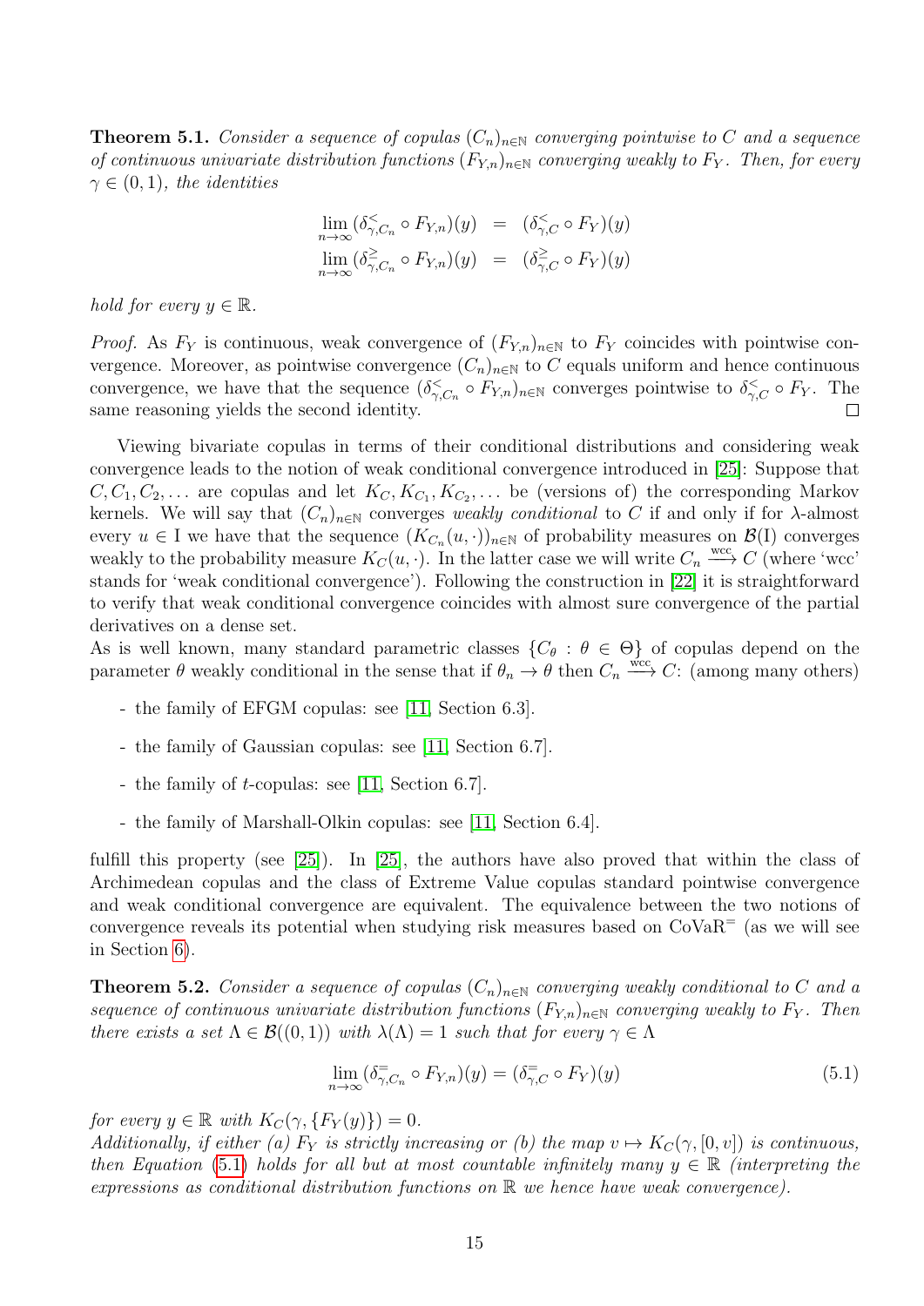**Theorem 5.1.** *Consider a sequence of copulas $(C_n)_{n\in\mathbb{N}}$ converging pointwise to $C$ and a sequence of continuous univariate distribution functions $(F_{Y,n})_{n\in\mathbb{N}}$ converging weakly to $F_Y$. Then, for every $\gamma \in (0,1)$, the identities*

$$\begin{aligned}
\lim_{n\to\infty} (\delta^{<}_{\gamma,C_n} \circ F_{Y,n})(y) &= (\delta^{<}_{\gamma,C} \circ F_Y)(y) \\
\lim_{n\to\infty} (\delta^{\geq}_{\gamma,C_n} \circ F_{Y,n})(y) &= (\delta^{\geq}_{\gamma,C} \circ F_Y)(y)
\end{aligned}$$

*hold for every $y \in \mathbb{R}$.*

*Proof.* As $F_Y$ is continuous, weak convergence of $(F_{Y,n})_{n\in\mathbb{N}}$ to $F_Y$ coincides with pointwise convergence. Moreover, as pointwise convergence $(C_n)_{n\in\mathbb{N}}$ to $C$ equals uniform and hence continuous convergence, we have that the sequence $(\delta^{<}_{\gamma,C_n} \circ F_{Y,n})_{n\in\mathbb{N}}$ converges pointwise to $\delta^{<}_{\gamma,C} \circ F_Y$. The same reasoning yields the second identity. □

Viewing bivariate copulas in terms of their conditional distributions and considering weak convergence leads to the notion of weak conditional convergence introduced in [25]: Suppose that $C, C_1, C_2, \ldots$ are copulas and let $K_C, K_{C_1}, K_{C_2}, \ldots$ be (versions of) the corresponding Markov kernels. We will say that $(C_n)_{n\in\mathbb{N}}$ converges *weakly conditional* to $C$ if and only if for $\lambda$-almost every $u \in \mathrm{I}$ we have that the sequence $(K_{C_n}(u,\cdot))_{n\in\mathbb{N}}$ of probability measures on $\mathcal{B}(\mathrm{I})$ converges weakly to the probability measure $K_C(u,\cdot)$. In the latter case we will write $C_n \xrightarrow{\text{wcc}} C$ (where 'wcc' stands for 'weak conditional convergence'). Following the construction in [22] it is straightforward to verify that weak conditional convergence coincides with almost sure convergence of the partial derivatives on a dense set.
As is well known, many standard parametric classes $\{C_\theta : \theta \in \Theta\}$ of copulas depend on the parameter $\theta$ weakly conditional in the sense that if $\theta_n \to \theta$ then $C_n \xrightarrow{\text{wcc}} C$: (among many others)

- the family of EFGM copulas: see [11, Section 6.3].
- the family of Gaussian copulas: see [11, Section 6.7].
- the family of $t$-copulas: see [11, Section 6.7].
- the family of Marshall-Olkin copulas: see [11, Section 6.4].

fulfill this property (see [25]). In [25], the authors have also proved that within the class of Archimedean copulas and the class of Extreme Value copulas standard pointwise convergence and weak conditional convergence are equivalent. The equivalence between the two notions of convergence reveals its potential when studying risk measures based on CoVaR$^{=}$ (as we will see in Section 6).

**Theorem 5.2.** *Consider a sequence of copulas $(C_n)_{n\in\mathbb{N}}$ converging weakly conditional to $C$ and a sequence of continuous univariate distribution functions $(F_{Y,n})_{n\in\mathbb{N}}$ converging weakly to $F_Y$. Then there exists a set $\Lambda \in \mathcal{B}((0,1))$ with $\lambda(\Lambda) = 1$ such that for every $\gamma \in \Lambda$*

$$\lim_{n\to\infty} (\delta^{=}_{\gamma,C_n} \circ F_{Y,n})(y) = (\delta^{=}_{\gamma,C} \circ F_Y)(y) \tag{5.1}$$

*for every $y \in \mathbb{R}$ with $K_C(\gamma, \{F_Y(y)\}) = 0$.*
*Additionally, if either (a) $F_Y$ is strictly increasing or (b) the map $v \mapsto K_C(\gamma,[0,v])$ is continuous, then Equation (5.1) holds for all but at most countable infinitely many $y \in \mathbb{R}$ (interpreting the expressions as conditional distribution functions on $\mathbb{R}$ we hence have weak convergence).*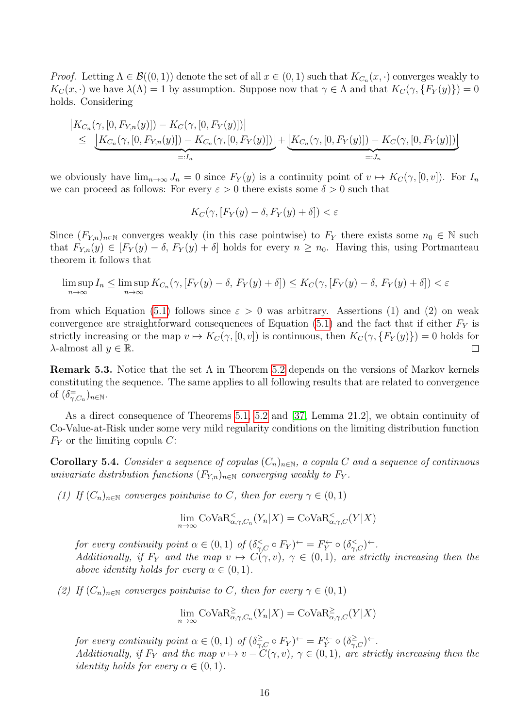*Proof.* Letting $\Lambda \in \mathcal{B}((0,1))$ denote the set of all $x \in (0,1)$ such that $K_{C_n}(x,\cdot)$ converges weakly to $K_C(x,\cdot)$ we have $\lambda(\Lambda) = 1$ by assumption. Suppose now that $\gamma \in \Lambda$ and that $K_C(\gamma, \{F_Y(y)\}) = 0$ holds. Considering

$$\begin{aligned}
&\left|K_{C_n}(\gamma,[0,F_{Y,n}(y)]) - K_C(\gamma,[0,F_Y(y)])\right| \\
&\leq \underbrace{\left|K_{C_n}(\gamma,[0,F_{Y,n}(y)]) - K_{C_n}(\gamma,[0,F_Y(y)])\right|}_{=:I_n} + \underbrace{\left|K_{C_n}(\gamma,[0,F_Y(y)]) - K_C(\gamma,[0,F_Y(y)])\right|}_{=:J_n}
\end{aligned}$$

we obviously have $\lim_{n\to\infty} J_n = 0$ since $F_Y(y)$ is a continuity point of $v \mapsto K_C(\gamma,[0,v])$. For $I_n$ we can proceed as follows: For every $\varepsilon > 0$ there exists some $\delta > 0$ such that

$$K_C(\gamma,[F_Y(y)-\delta, F_Y(y)+\delta]) < \varepsilon$$

Since $(F_{Y,n})_{n\in\mathbb{N}}$ converges weakly (in this case pointwise) to $F_Y$ there exists some $n_0 \in \mathbb{N}$ such that $F_{Y,n}(y) \in [F_Y(y)-\delta,\, F_Y(y)+\delta]$ holds for every $n \geq n_0$. Having this, using Portmanteau theorem it follows that

$$\limsup_{n\to\infty} I_n \leq \limsup_{n\to\infty} K_{C_n}(\gamma,[F_Y(y)-\delta,\, F_Y(y)+\delta]) \leq K_C(\gamma,[F_Y(y)-\delta,\, F_Y(y)+\delta]) < \varepsilon$$

from which Equation (5.1) follows since $\varepsilon > 0$ was arbitrary. Assertions (1) and (2) on weak convergence are straightforward consequences of Equation (5.1) and the fact that if either $F_Y$ is strictly increasing or the map $v \mapsto K_C(\gamma,[0,v])$ is continuous, then $K_C(\gamma,\{F_Y(y)\}) = 0$ holds for $\lambda$-almost all $y \in \mathbb{R}$. ∎

**Remark 5.3.** Notice that the set $\Lambda$ in Theorem 5.2 depends on the versions of Markov kernels constituting the sequence. The same applies to all following results that are related to convergence of $(\delta^{=}_{\gamma,C_n})_{n\in\mathbb{N}}$.

As a direct consequence of Theorems 5.1, 5.2 and [37, Lemma 21.2], we obtain continuity of Co-Value-at-Risk under some very mild regularity conditions on the limiting distribution function $F_Y$ or the limiting copula $C$:

**Corollary 5.4.** *Consider a sequence of copulas $(C_n)_{n\in\mathbb{N}}$, a copula $C$ and a sequence of continuous univariate distribution functions $(F_{Y,n})_{n\in\mathbb{N}}$ converging weakly to $F_Y$.*

*(1) If $(C_n)_{n\in\mathbb{N}}$ converges pointwise to $C$, then for every $\gamma \in (0,1)$*

$$\lim_{n\to\infty} \mathrm{CoVaR}^{<}_{\alpha,\gamma,C_n}(Y_n|X) = \mathrm{CoVaR}^{<}_{\alpha,\gamma,C}(Y|X)$$

*for every continuity point $\alpha \in (0,1)$ of $(\delta^{<}_{\gamma,C} \circ F_Y)^{\leftarrow} = F_Y^{\leftarrow} \circ (\delta^{<}_{\gamma,C})^{\leftarrow}$.*
*Additionally, if $F_Y$ and the map $v \mapsto C(\gamma, v)$, $\gamma \in (0,1)$, are strictly increasing then the above identity holds for every $\alpha \in (0,1)$.*

*(2) If $(C_n)_{n\in\mathbb{N}}$ converges pointwise to $C$, then for every $\gamma \in (0,1)$*

$$\lim_{n\to\infty} \mathrm{CoVaR}^{\geq}_{\alpha,\gamma,C_n}(Y_n|X) = \mathrm{CoVaR}^{\geq}_{\alpha,\gamma,C}(Y|X)$$

*for every continuity point $\alpha \in (0,1)$ of $(\delta^{\geq}_{\gamma,C} \circ F_Y)^{\leftarrow} = F_Y^{\leftarrow} \circ (\delta^{\geq}_{\gamma,C})^{\leftarrow}$.*
*Additionally, if $F_Y$ and the map $v \mapsto v - C(\gamma, v)$, $\gamma \in (0,1)$, are strictly increasing then the identity holds for every $\alpha \in (0,1)$.*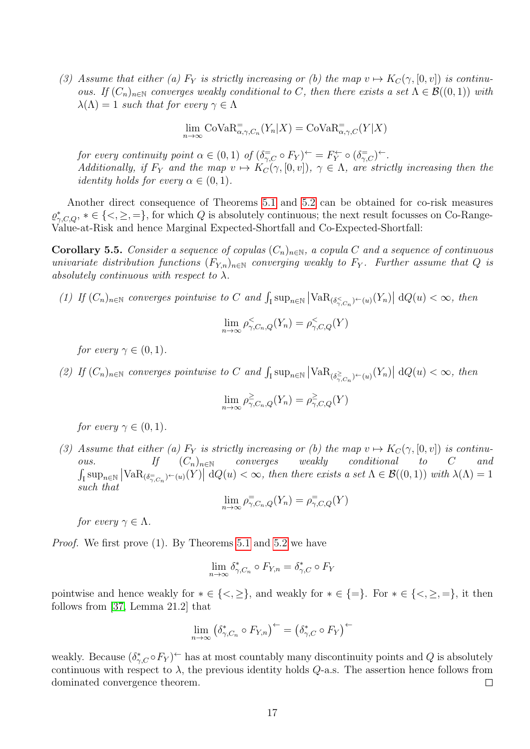(3) *Assume that either (a) $F_Y$ is strictly increasing or (b) the map $v \mapsto K_C(\gamma, [0,v])$ is continuous. If $(C_n)_{n\in\mathbb{N}}$ converges weakly conditional to $C$, then there exists a set $\Lambda \in \mathcal{B}((0,1))$ with $\lambda(\Lambda) = 1$ such that for every $\gamma \in \Lambda$*

$$\lim_{n\to\infty} \mathrm{CoVaR}^{=}_{\alpha,\gamma,C_n}(Y_n|X) = \mathrm{CoVaR}^{=}_{\alpha,\gamma,C}(Y|X)$$

*for every continuity point $\alpha \in (0,1)$ of $(\delta^{=}_{\gamma,C} \circ F_Y)^{\leftarrow} = F_Y^{\leftarrow} \circ (\delta^{=}_{\gamma,C})^{\leftarrow}$.*
*Additionally, if $F_Y$ and the map $v \mapsto K_C(\gamma, [0,v])$, $\gamma \in \Lambda$, are strictly increasing then the identity holds for every $\alpha \in (0,1)$.*

Another direct consequence of Theorems 5.1 and 5.2 can be obtained for co-risk measures $\varrho^*_{\gamma,C,Q}$, $* \in \{<, \geq, =\}$, for which $Q$ is absolutely continuous; the next result focusses on Co-Range-Value-at-Risk and hence Marginal Expected-Shortfall and Co-Expected-Shortfall:

**Corollary 5.5.** *Consider a sequence of copulas $(C_n)_{n\in\mathbb{N}}$, a copula $C$ and a sequence of continuous univariate distribution functions $(F_{Y,n})_{n\in\mathbb{N}}$ converging weakly to $F_Y$. Further assume that $Q$ is absolutely continuous with respect to $\lambda$.*

(1) *If $(C_n)_{n\in\mathbb{N}}$ converges pointwise to $C$ and $\int_{\mathrm{I}} \sup_{n\in\mathbb{N}} \left|\mathrm{VaR}_{(\delta^{<}_{\gamma,C_n})^{\leftarrow}(u)}(Y_n)\right| \,\mathrm{d}Q(u) < \infty$, then*

$$\lim_{n\to\infty} \rho^{<}_{\gamma,C_n,Q}(Y_n) = \rho^{<}_{\gamma,C,Q}(Y)$$

*for every $\gamma \in (0,1)$.*

(2) *If $(C_n)_{n\in\mathbb{N}}$ converges pointwise to $C$ and $\int_{\mathrm{I}} \sup_{n\in\mathbb{N}} \left|\mathrm{VaR}_{(\delta^{\geq}_{\gamma,C_n})^{\leftarrow}(u)}(Y_n)\right| \,\mathrm{d}Q(u) < \infty$, then*

$$\lim_{n\to\infty} \rho^{\geq}_{\gamma,C_n,Q}(Y_n) = \rho^{\geq}_{\gamma,C,Q}(Y)$$

*for every $\gamma \in (0,1)$.*

(3) *Assume that either (a) $F_Y$ is strictly increasing or (b) the map $v \mapsto K_C(\gamma, [0,v])$ is continuous. If $(C_n)_{n\in\mathbb{N}}$ converges weakly conditional to $C$ and $\int_{\mathrm{I}} \sup_{n\in\mathbb{N}} \left|\mathrm{VaR}_{(\delta^{=}_{\gamma,C_n})^{\leftarrow}(u)}(Y)\right| \,\mathrm{d}Q(u) < \infty$, then there exists a set $\Lambda \in \mathcal{B}((0,1))$ with $\lambda(\Lambda) = 1$ such that*

$$\lim_{n\to\infty} \rho^{=}_{\gamma,C_n,Q}(Y_n) = \rho^{=}_{\gamma,C,Q}(Y)$$

*for every $\gamma \in \Lambda$.*

*Proof.* We first prove (1). By Theorems 5.1 and 5.2 we have

$$\lim_{n\to\infty} \delta^*_{\gamma,C_n} \circ F_{Y,n} = \delta^*_{\gamma,C} \circ F_Y$$

pointwise and hence weakly for $* \in \{<, \geq\}$, and weakly for $* \in \{=\}$. For $* \in \{<, \geq, =\}$, it then follows from [37, Lemma 21.2] that

$$\lim_{n\to\infty} \left(\delta^*_{\gamma,C_n} \circ F_{Y,n}\right)^{\leftarrow} = \left(\delta^*_{\gamma,C} \circ F_Y\right)^{\leftarrow}$$

weakly. Because $(\delta^*_{\gamma,C} \circ F_Y)^{\leftarrow}$ has at most countably many discontinuity points and $Q$ is absolutely continuous with respect to $\lambda$, the previous identity holds $Q$-a.s. The assertion hence follows from dominated convergence theorem. $\square$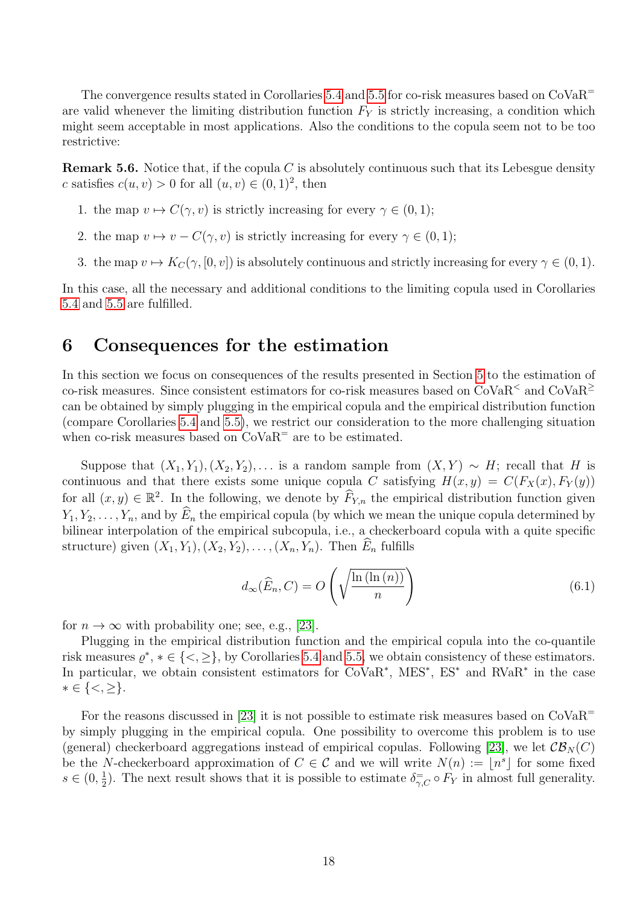The convergence results stated in Corollaries 5.4 and 5.5 for co-risk measures based on $\mathrm{CoVaR}^{=}$ are valid whenever the limiting distribution function $F_Y$ is strictly increasing, a condition which might seem acceptable in most applications. Also the conditions to the copula seem not to be too restrictive:

**Remark 5.6.** Notice that, if the copula $C$ is absolutely continuous such that its Lebesgue density $c$ satisfies $c(u,v) > 0$ for all $(u,v) \in (0,1)^2$, then

1. the map $v \mapsto C(\gamma, v)$ is strictly increasing for every $\gamma \in (0,1)$;
2. the map $v \mapsto v - C(\gamma, v)$ is strictly increasing for every $\gamma \in (0,1)$;
3. the map $v \mapsto K_C(\gamma, [0,v])$ is absolutely continuous and strictly increasing for every $\gamma \in (0,1)$.

In this case, all the necessary and additional conditions to the limiting copula used in Corollaries 5.4 and 5.5 are fulfilled.

# 6 Consequences for the estimation

In this section we focus on consequences of the results presented in Section 5 to the estimation of co-risk measures. Since consistent estimators for co-risk measures based on $\mathrm{CoVaR}^{<}$ and $\mathrm{CoVaR}^{\geq}$ can be obtained by simply plugging in the empirical copula and the empirical distribution function (compare Corollaries 5.4 and 5.5), we restrict our consideration to the more challenging situation when co-risk measures based on $\mathrm{CoVaR}^{=}$ are to be estimated.

Suppose that $(X_1, Y_1), (X_2, Y_2), \dots$ is a random sample from $(X, Y) \sim H$; recall that $H$ is continuous and that there exists some unique copula $C$ satisfying $H(x,y) = C(F_X(x), F_Y(y))$ for all $(x,y) \in \mathbb{R}^2$. In the following, we denote by $\widehat{F}_{Y,n}$ the empirical distribution function given $Y_1, Y_2, \dots, Y_n$, and by $\widehat{E}_n$ the empirical copula (by which we mean the unique copula determined by bilinear interpolation of the empirical subcopula, i.e., a checkerboard copula with a quite specific structure) given $(X_1, Y_1), (X_2, Y_2), \dots, (X_n, Y_n)$. Then $\widehat{E}_n$ fulfills

$$d_\infty(\widehat{E}_n, C) = O\left(\sqrt{\frac{\ln(\ln(n))}{n}}\right) \tag{6.1}$$

for $n \to \infty$ with probability one; see, e.g., [23].

Plugging in the empirical distribution function and the empirical copula into the co-quantile risk measures $\varrho^*$, $* \in \{<, \geq\}$, by Corollaries 5.4 and 5.5, we obtain consistency of these estimators. In particular, we obtain consistent estimators for $\mathrm{CoVaR}^*$, $\mathrm{MES}^*$, $\mathrm{ES}^*$ and $\mathrm{RVaR}^*$ in the case $* \in \{<, \geq\}$.

For the reasons discussed in [23] it is not possible to estimate risk measures based on $\mathrm{CoVaR}^{=}$ by simply plugging in the empirical copula. One possibility to overcome this problem is to use (general) checkerboard aggregations instead of empirical copulas. Following [23], we let $\mathcal{CB}_N(C)$ be the $N$-checkerboard approximation of $C \in \mathcal{C}$ and we will write $N(n) := \lfloor n^s \rfloor$ for some fixed $s \in (0, \frac{1}{2})$. The next result shows that it is possible to estimate $\delta^{=}_{\gamma,C} \circ F_Y$ in almost full generality.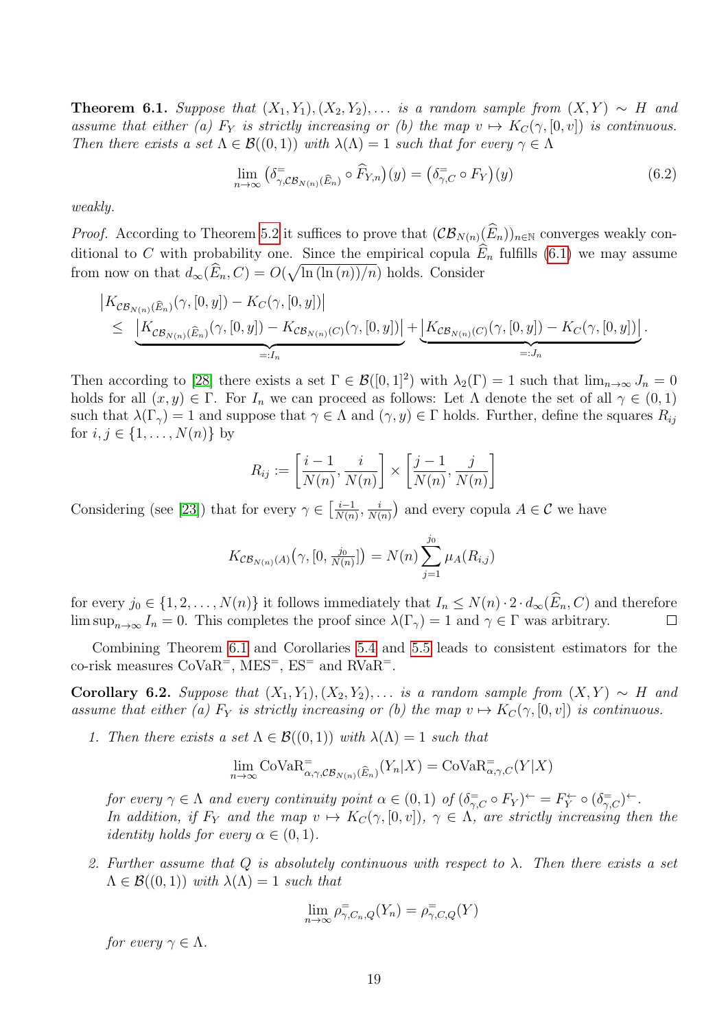**Theorem 6.1.** *Suppose that $(X_1, Y_1), (X_2, Y_2), \dots$ is a random sample from $(X,Y) \sim H$ and assume that either (a) $F_Y$ is strictly increasing or (b) the map $v \mapsto K_C(\gamma, [0,v])$ is continuous. Then there exists a set $\Lambda \in \mathcal{B}((0,1))$ with $\lambda(\Lambda) = 1$ such that for every $\gamma \in \Lambda$*

$$\lim_{n\to\infty} \big(\delta^{=}_{\gamma,\mathcal{CB}_{N(n)}(\widehat{E}_n)} \circ \widehat{F}_{Y,n}\big)(y) = \big(\delta^{=}_{\gamma,C} \circ F_Y\big)(y) \tag{6.2}$$

*weakly.*

*Proof.* According to Theorem 5.2 it suffices to prove that $(\mathcal{CB}_{N(n)}(\widehat{E}_n))_{n\in\mathbb{N}}$ converges weakly conditional to $C$ with probability one. Since the empirical copula $\widehat{E}_n$ fulfills (6.1) we may assume from now on that $d_\infty(\widehat{E}_n, C) = O(\sqrt{\ln(\ln(n))/n})$ holds. Consider

$$\begin{aligned}
&\big|K_{\mathcal{CB}_{N(n)}(\widehat{E}_n)}(\gamma,[0,y]) - K_C(\gamma,[0,y])\big| \\
&\quad\le \underbrace{\big|K_{\mathcal{CB}_{N(n)}(\widehat{E}_n)}(\gamma,[0,y]) - K_{\mathcal{CB}_{N(n)}(C)}(\gamma,[0,y])\big|}_{=:I_n} + \underbrace{\big|K_{\mathcal{CB}_{N(n)}(C)}(\gamma,[0,y]) - K_C(\gamma,[0,y])\big|}_{=:J_n}.
\end{aligned}$$

Then according to [28] there exists a set $\Gamma \in \mathcal{B}([0,1]^2)$ with $\lambda_2(\Gamma) = 1$ such that $\lim_{n\to\infty} J_n = 0$ holds for all $(x,y) \in \Gamma$. For $I_n$ we can proceed as follows: Let $\Lambda$ denote the set of all $\gamma \in (0,1)$ such that $\lambda(\Gamma_\gamma) = 1$ and suppose that $\gamma \in \Lambda$ and $(\gamma, y) \in \Gamma$ holds. Further, define the squares $R_{ij}$ for $i,j \in \{1,\dots,N(n)\}$ by

$$R_{ij} := \left[\frac{i-1}{N(n)}, \frac{i}{N(n)}\right] \times \left[\frac{j-1}{N(n)}, \frac{j}{N(n)}\right]$$

Considering (see [23]) that for every $\gamma \in \big[\frac{i-1}{N(n)}, \frac{i}{N(n)}\big)$ and every copula $A \in \mathcal{C}$ we have

$$K_{\mathcal{CB}_{N(n)}(A)}\big(\gamma, [0, \tfrac{j_0}{N(n)}]\big) = N(n) \sum_{j=1}^{j_0} \mu_A(R_{i,j})$$

for every $j_0 \in \{1,2,\dots,N(n)\}$ it follows immediately that $I_n \le N(n) \cdot 2 \cdot d_\infty(\widehat{E}_n, C)$ and therefore $\limsup_{n\to\infty} I_n = 0$. This completes the proof since $\lambda(\Gamma_\gamma) = 1$ and $\gamma \in \Gamma$ was arbitrary. $\square$

Combining Theorem 6.1 and Corollaries 5.4 and 5.5 leads to consistent estimators for the co-risk measures $\text{CoVaR}^{=}$, $\text{MES}^{=}$, $\text{ES}^{=}$ and $\text{RVaR}^{=}$.

**Corollary 6.2.** *Suppose that $(X_1, Y_1), (X_2, Y_2), \dots$ is a random sample from $(X,Y) \sim H$ and assume that either (a) $F_Y$ is strictly increasing or (b) the map $v \mapsto K_C(\gamma, [0,v])$ is continuous.*

1. *Then there exists a set $\Lambda \in \mathcal{B}((0,1))$ with $\lambda(\Lambda) = 1$ such that*

$$\lim_{n\to\infty} \text{CoVaR}^{=}_{\alpha,\gamma,\mathcal{CB}_{N(n)}(\widehat{E}_n)}(Y_n|X) = \text{CoVaR}^{=}_{\alpha,\gamma,C}(Y|X)$$

   *for every $\gamma \in \Lambda$ and every continuity point $\alpha \in (0,1)$ of $(\delta^{=}_{\gamma,C} \circ F_Y)^{\leftarrow} = F_Y^{\leftarrow} \circ (\delta^{=}_{\gamma,C})^{\leftarrow}$. In addition, if $F_Y$ and the map $v \mapsto K_C(\gamma,[0,v])$, $\gamma \in \Lambda$, are strictly increasing then the identity holds for every $\alpha \in (0,1)$.*

2. *Further assume that $Q$ is absolutely continuous with respect to $\lambda$. Then there exists a set $\Lambda \in \mathcal{B}((0,1))$ with $\lambda(\Lambda) = 1$ such that*

$$\lim_{n\to\infty} \rho^{=}_{\gamma,C_n,Q}(Y_n) = \rho^{=}_{\gamma,C,Q}(Y)$$

   *for every $\gamma \in \Lambda$.*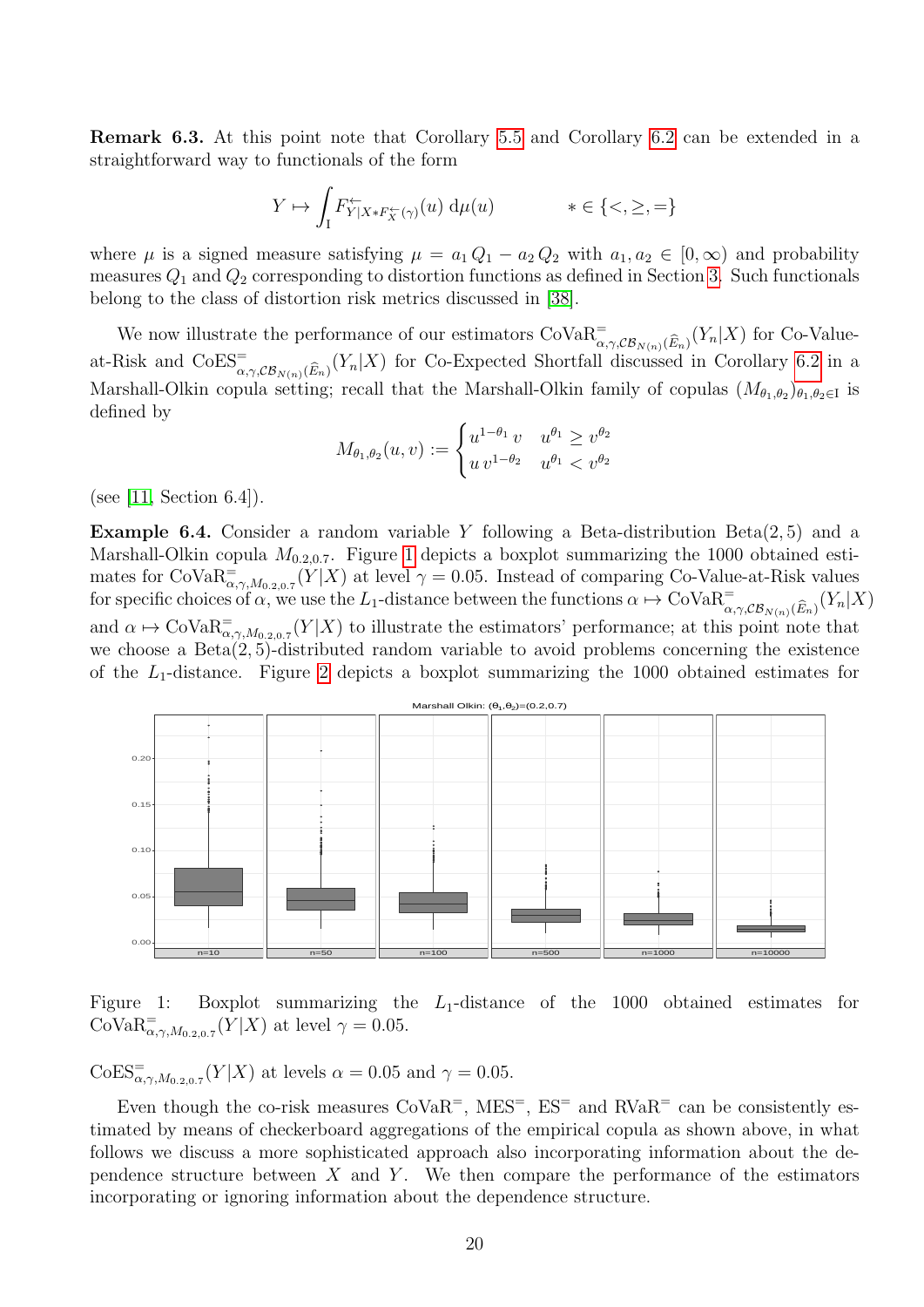**Remark 6.3.** At this point note that Corollary 5.5 and Corollary 6.2 can be extended in a straightforward way to functionals of the form

$$Y \mapsto \int_{\mathrm{I}} F^{\leftarrow}_{Y|X * F^{\leftarrow}_X(\gamma)}(u) \, \mathrm{d}\mu(u) \qquad\qquad * \in \{<, \geq, =\}$$

where $\mu$ is a signed measure satisfying $\mu = a_1 \, Q_1 - a_2 \, Q_2$ with $a_1, a_2 \in [0, \infty)$ and probability measures $Q_1$ and $Q_2$ corresponding to distortion functions as defined in Section 3. Such functionals belong to the class of distortion risk metrics discussed in [38].

We now illustrate the performance of our estimators $\mathrm{CoVaR}^{=}_{\alpha,\gamma,\mathcal{CB}_{N(n)}(\widehat{E}_n)}(Y_n|X)$ for Co-Value-at-Risk and $\mathrm{CoES}^{=}_{\alpha,\gamma,\mathcal{CB}_{N(n)}(\widehat{E}_n)}(Y_n|X)$ for Co-Expected Shortfall discussed in Corollary 6.2 in a Marshall-Olkin copula setting; recall that the Marshall-Olkin family of copulas $(M_{\theta_1,\theta_2})_{\theta_1,\theta_2 \in \mathrm{I}}$ is defined by

$$M_{\theta_1,\theta_2}(u,v) := \begin{cases} u^{1-\theta_1} \, v & u^{\theta_1} \geq v^{\theta_2} \\ u \, v^{1-\theta_2} & u^{\theta_1} < v^{\theta_2} \end{cases}$$

(see [11, Section 6.4]).

**Example 6.4.** Consider a random variable $Y$ following a Beta-distribution $\mathrm{Beta}(2, 5)$ and a Marshall-Olkin copula $M_{0.2,0.7}$. Figure 1 depicts a boxplot summarizing the 1000 obtained estimates for $\mathrm{CoVaR}^{=}_{\alpha,\gamma,M_{0.2,0.7}}(Y|X)$ at level $\gamma = 0.05$. Instead of comparing Co-Value-at-Risk values for specific choices of $\alpha$, we use the $L_1$-distance between the functions $\alpha \mapsto \mathrm{CoVaR}^{=}_{\alpha,\gamma,\mathcal{CB}_{N(n)}(\widehat{E}_n)}(Y_n|X)$ and $\alpha \mapsto \mathrm{CoVaR}^{=}_{\alpha,\gamma,M_{0.2,0.7}}(Y|X)$ to illustrate the estimators' performance; at this point note that we choose a $\mathrm{Beta}(2, 5)$-distributed random variable to avoid problems concerning the existence of the $L_1$-distance. Figure 2 depicts a boxplot summarizing the 1000 obtained estimates for $\mathrm{CoES}^{=}_{\alpha,\gamma,M_{0.2,0.7}}(Y|X)$ at levels $\alpha = 0.05$ and $\gamma = 0.05$.

Figure 1: Boxplot summarizing the $L_1$-distance of the 1000 obtained estimates for $\mathrm{CoVaR}^{=}_{\alpha,\gamma,M_{0.2,0.7}}(Y|X)$ at level $\gamma = 0.05$.

Even though the co-risk measures $\mathrm{CoVaR}^{=}$, $\mathrm{MES}^{=}$, $\mathrm{ES}^{=}$ and $\mathrm{RVaR}^{=}$ can be consistently estimated by means of checkerboard aggregations of the empirical copula as shown above, in what follows we discuss a more sophisticated approach also incorporating information about the dependence structure between $X$ and $Y$. We then compare the performance of the estimators incorporating or ignoring information about the dependence structure.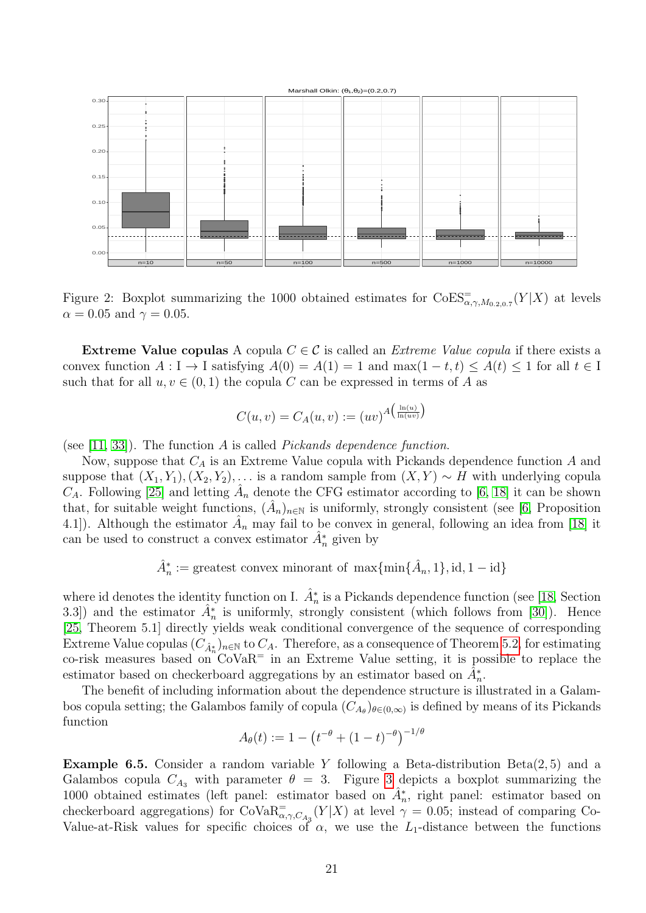Figure 2: Boxplot summarizing the 1000 obtained estimates for $\mathrm{CoES}^{=}_{\alpha,\gamma,M_{0.2,0.7}}(Y|X)$ at levels $\alpha = 0.05$ and $\gamma = 0.05$.

**Extreme Value copulas** A copula $C \in \mathcal{C}$ is called an *Extreme Value copula* if there exists a convex function $A : \mathbb{I} \to \mathbb{I}$ satisfying $A(0) = A(1) = 1$ and $\max(1-t, t) \le A(t) \le 1$ for all $t \in \mathbb{I}$ such that for all $u, v \in (0,1)$ the copula $C$ can be expressed in terms of $A$ as

$$C(u,v) = C_A(u,v) := (uv)^{A\left(\frac{\ln(u)}{\ln(uv)}\right)}$$

(see [11, 33]). The function $A$ is called *Pickands dependence function*.

Now, suppose that $C_A$ is an Extreme Value copula with Pickands dependence function $A$ and suppose that $(X_1, Y_1), (X_2, Y_2), \dots$ is a random sample from $(X, Y) \sim H$ with underlying copula $C_A$. Following [25] and letting $\hat{A}_n$ denote the CFG estimator according to [6, 18] it can be shown that, for suitable weight functions, $(\hat{A}_n)_{n\in\mathbb{N}}$ is uniformly, strongly consistent (see [6, Proposition 4.1]). Although the estimator $\hat{A}_n$ may fail to be convex in general, following an idea from [18] it can be used to construct a convex estimator $\hat{A}^*_n$ given by

$$\hat{A}^*_n := \text{greatest convex minorant of } \max\{\min\{\hat{A}_n, 1\}, \mathrm{id}, 1 - \mathrm{id}\}$$

where id denotes the identity function on $\mathbb{I}$. $\hat{A}^*_n$ is a Pickands dependence function (see [18, Section 3.3]) and the estimator $\hat{A}^*_n$ is uniformly, strongly consistent (which follows from [30]). Hence [25, Theorem 5.1] directly yields weak conditional convergence of the sequence of corresponding Extreme Value copulas $(C_{\hat{A}^*_n})_{n\in\mathbb{N}}$ to $C_A$. Therefore, as a consequence of Theorem 5.2, for estimating co-risk measures based on $\mathrm{CoVaR}^{=}$ in an Extreme Value setting, it is possible to replace the estimator based on checkerboard aggregations by an estimator based on $\hat{A}^*_n$.

The benefit of including information about the dependence structure is illustrated in a Galambos copula setting; the Galambos family of copula $(C_{A_\theta})_{\theta\in(0,\infty)}$ is defined by means of its Pickands function

$$A_\theta(t) := 1 - \left(t^{-\theta} + (1-t)^{-\theta}\right)^{-1/\theta}$$

**Example 6.5.** Consider a random variable $Y$ following a Beta-distribution $\mathrm{Beta}(2,5)$ and a Galambos copula $C_{A_3}$ with parameter $\theta = 3$. Figure 3 depicts a boxplot summarizing the 1000 obtained estimates (left panel: estimator based on $\hat{A}^*_n$, right panel: estimator based on checkerboard aggregations) for $\mathrm{CoVaR}^{=}_{\alpha,\gamma,C_{A_3}}(Y|X)$ at level $\gamma = 0.05$; instead of comparing Co-Value-at-Risk values for specific choices of $\alpha$, we use the $L_1$-distance between the functions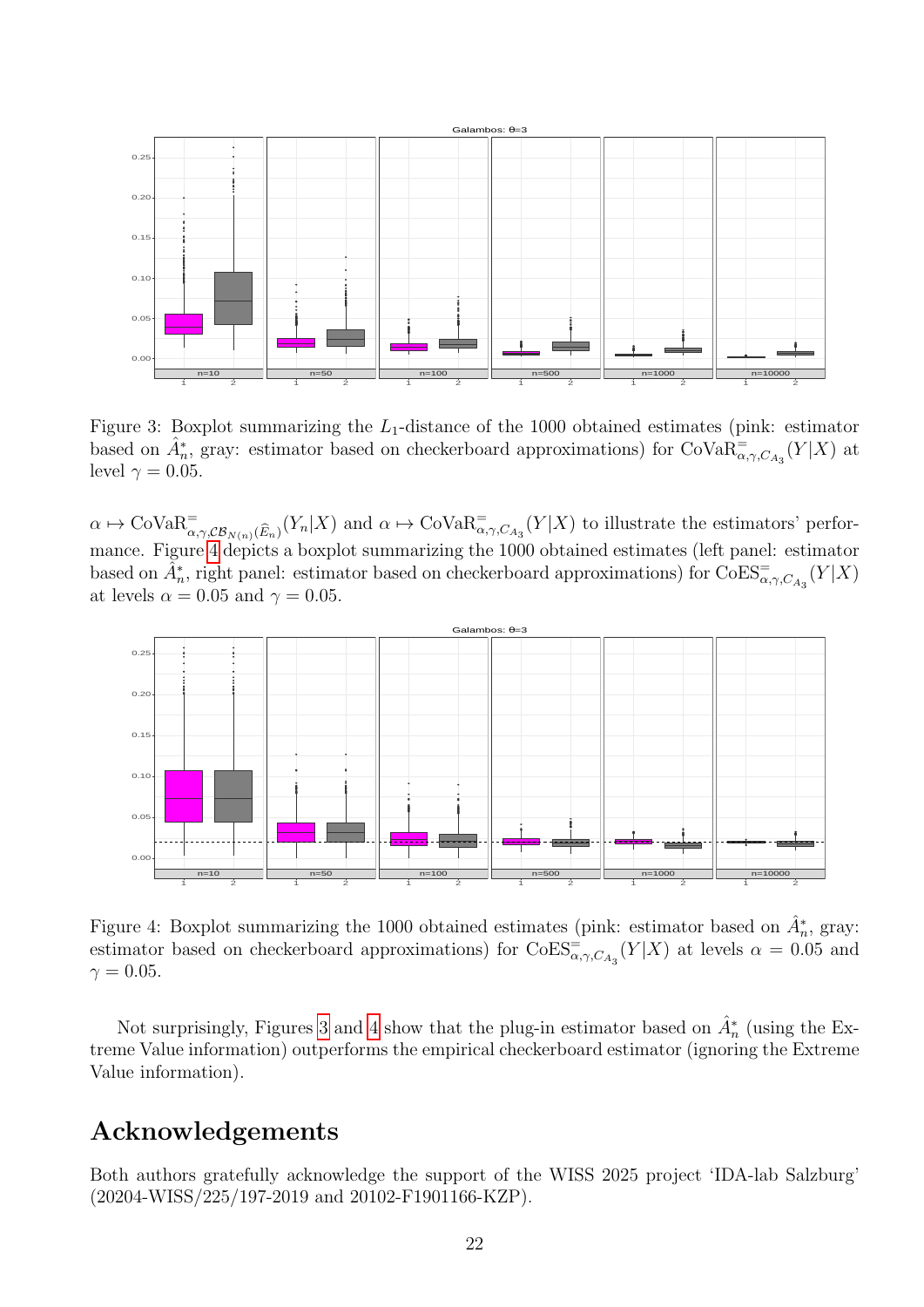Figure 3: Boxplot summarizing the $L_1$-distance of the 1000 obtained estimates (pink: estimator based on $\hat{A}_n^*$, gray: estimator based on checkerboard approximations) for $\mathrm{CoVaR}^{=}_{\alpha,\gamma,C_{A_3}}(Y|X)$ at level $\gamma = 0.05$.

$\alpha \mapsto \mathrm{CoVaR}^{=}_{\alpha,\gamma,\mathcal{CB}_{N(n)}(\widehat{E}_n)}(Y_n|X)$ and $\alpha \mapsto \mathrm{CoVaR}^{=}_{\alpha,\gamma,C_{A_3}}(Y|X)$ to illustrate the estimators' performance. Figure 4 depicts a boxplot summarizing the 1000 obtained estimates (left panel: estimator based on $\hat{A}_n^*$, right panel: estimator based on checkerboard approximations) for $\mathrm{CoES}^{=}_{\alpha,\gamma,C_{A_3}}(Y|X)$ at levels $\alpha = 0.05$ and $\gamma = 0.05$.

Figure 4: Boxplot summarizing the 1000 obtained estimates (pink: estimator based on $\hat{A}_n^*$, gray: estimator based on checkerboard approximations) for $\mathrm{CoES}^{=}_{\alpha,\gamma,C_{A_3}}(Y|X)$ at levels $\alpha = 0.05$ and $\gamma = 0.05$.

Not surprisingly, Figures 3 and 4 show that the plug-in estimator based on $\hat{A}_n^*$ (using the Extreme Value information) outperforms the empirical checkerboard estimator (ignoring the Extreme Value information).

## Acknowledgements

Both authors gratefully acknowledge the support of the WISS 2025 project 'IDA-lab Salzburg' (20204-WISS/225/197-2019 and 20102-F1901166-KZP).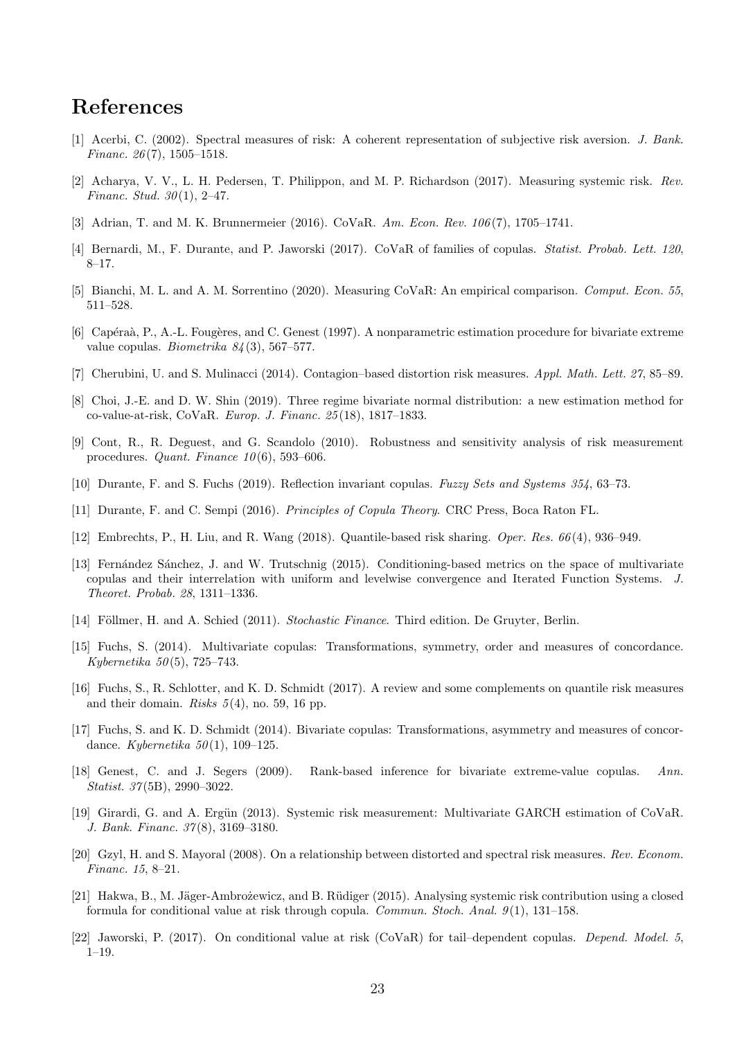# References

[1] Acerbi, C. (2002). Spectral measures of risk: A coherent representation of subjective risk aversion. *J. Bank. Financ. 26*(7), 1505–1518.

[2] Acharya, V. V., L. H. Pedersen, T. Philippon, and M. P. Richardson (2017). Measuring systemic risk. *Rev. Financ. Stud. 30*(1), 2–47.

[3] Adrian, T. and M. K. Brunnermeier (2016). CoVaR. *Am. Econ. Rev. 106*(7), 1705–1741.

[4] Bernardi, M., F. Durante, and P. Jaworski (2017). CoVaR of families of copulas. *Statist. Probab. Lett. 120*, 8–17.

[5] Bianchi, M. L. and A. M. Sorrentino (2020). Measuring CoVaR: An empirical comparison. *Comput. Econ. 55*, 511–528.

[6] Capéraà, P., A.-L. Fougères, and C. Genest (1997). A nonparametric estimation procedure for bivariate extreme value copulas. *Biometrika 84*(3), 567–577.

[7] Cherubini, U. and S. Mulinacci (2014). Contagion–based distortion risk measures. *Appl. Math. Lett. 27*, 85–89.

[8] Choi, J.-E. and D. W. Shin (2019). Three regime bivariate normal distribution: a new estimation method for co-value-at-risk, CoVaR. *Europ. J. Financ. 25*(18), 1817–1833.

[9] Cont, R., R. Deguest, and G. Scandolo (2010). Robustness and sensitivity analysis of risk measurement procedures. *Quant. Finance 10*(6), 593–606.

[10] Durante, F. and S. Fuchs (2019). Reflection invariant copulas. *Fuzzy Sets and Systems 354*, 63–73.

[11] Durante, F. and C. Sempi (2016). *Principles of Copula Theory*. CRC Press, Boca Raton FL.

[12] Embrechts, P., H. Liu, and R. Wang (2018). Quantile-based risk sharing. *Oper. Res. 66*(4), 936–949.

[13] Fernández Sánchez, J. and W. Trutschnig (2015). Conditioning-based metrics on the space of multivariate copulas and their interrelation with uniform and levelwise convergence and Iterated Function Systems. *J. Theoret. Probab. 28*, 1311–1336.

[14] Föllmer, H. and A. Schied (2011). *Stochastic Finance*. Third edition. De Gruyter, Berlin.

[15] Fuchs, S. (2014). Multivariate copulas: Transformations, symmetry, order and measures of concordance. *Kybernetika 50*(5), 725–743.

[16] Fuchs, S., R. Schlotter, and K. D. Schmidt (2017). A review and some complements on quantile risk measures and their domain. *Risks 5*(4), no. 59, 16 pp.

[17] Fuchs, S. and K. D. Schmidt (2014). Bivariate copulas: Transformations, asymmetry and measures of concordance. *Kybernetika 50*(1), 109–125.

[18] Genest, C. and J. Segers (2009). Rank-based inference for bivariate extreme-value copulas. *Ann. Statist. 37*(5B), 2990–3022.

[19] Girardi, G. and A. Ergün (2013). Systemic risk measurement: Multivariate GARCH estimation of CoVaR. *J. Bank. Financ. 37*(8), 3169–3180.

[20] Gzyl, H. and S. Mayoral (2008). On a relationship between distorted and spectral risk measures. *Rev. Econom. Financ. 15*, 8–21.

[21] Hakwa, B., M. Jäger-Ambrożewicz, and B. Rüdiger (2015). Analysing systemic risk contribution using a closed formula for conditional value at risk through copula. *Commun. Stoch. Anal. 9*(1), 131–158.

[22] Jaworski, P. (2017). On conditional value at risk (CoVaR) for tail–dependent copulas. *Depend. Model. 5*, 1–19.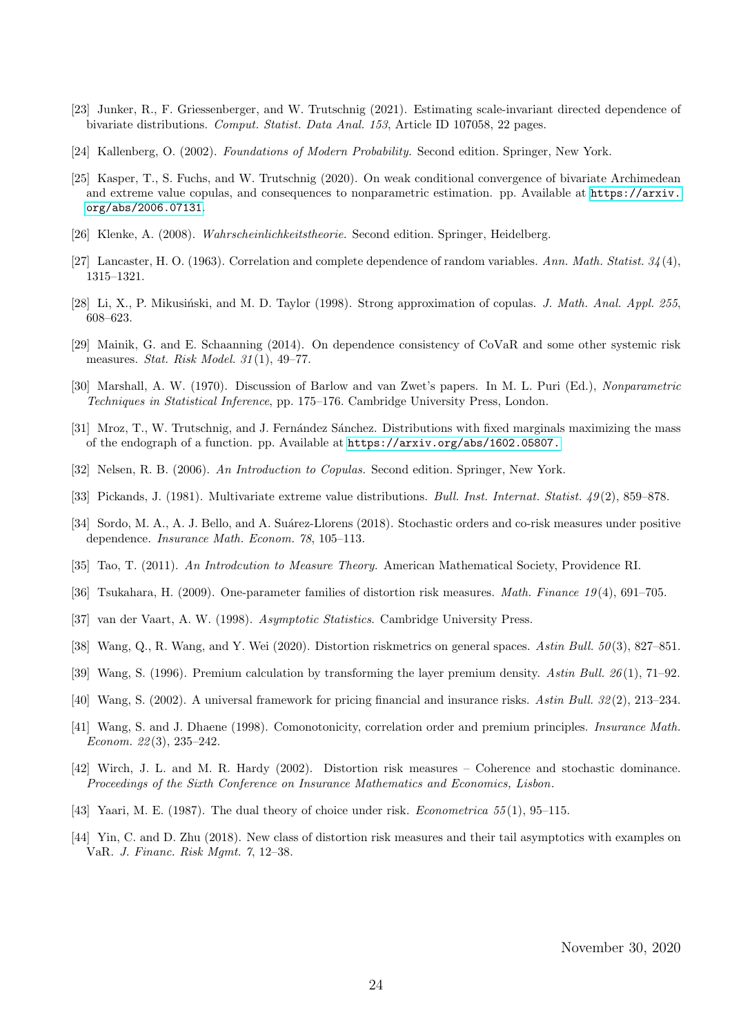[23] Junker, R., F. Griessenberger, and W. Trutschnig (2021). Estimating scale-invariant directed dependence of bivariate distributions. *Comput. Statist. Data Anal. 153*, Article ID 107058, 22 pages.

[24] Kallenberg, O. (2002). *Foundations of Modern Probability.* Second edition. Springer, New York.

[25] Kasper, T., S. Fuchs, and W. Trutschnig (2020). On weak conditional convergence of bivariate Archimedean and extreme value copulas, and consequences to nonparametric estimation. pp. Available at https://arxiv.org/abs/2006.07131.

[26] Klenke, A. (2008). *Wahrscheinlichkeitstheorie.* Second edition. Springer, Heidelberg.

[27] Lancaster, H. O. (1963). Correlation and complete dependence of random variables. *Ann. Math. Statist. 34*(4), 1315–1321.

[28] Li, X., P. Mikusiński, and M. D. Taylor (1998). Strong approximation of copulas. *J. Math. Anal. Appl. 255*, 608–623.

[29] Mainik, G. and E. Schaanning (2014). On dependence consistency of CoVaR and some other systemic risk measures. *Stat. Risk Model. 31*(1), 49–77.

[30] Marshall, A. W. (1970). Discussion of Barlow and van Zwet's papers. In M. L. Puri (Ed.), *Nonparametric Techniques in Statistical Inference*, pp. 175–176. Cambridge University Press, London.

[31] Mroz, T., W. Trutschnig, and J. Fernández Sánchez. Distributions with fixed marginals maximizing the mass of the endograph of a function. pp. Available at https://arxiv.org/abs/1602.05807.

[32] Nelsen, R. B. (2006). *An Introduction to Copulas.* Second edition. Springer, New York.

[33] Pickands, J. (1981). Multivariate extreme value distributions. *Bull. Inst. Internat. Statist. 49*(2), 859–878.

[34] Sordo, M. A., A. J. Bello, and A. Suárez-Llorens (2018). Stochastic orders and co-risk measures under positive dependence. *Insurance Math. Econom. 78*, 105–113.

[35] Tao, T. (2011). *An Introdcution to Measure Theory.* American Mathematical Society, Providence RI.

[36] Tsukahara, H. (2009). One-parameter families of distortion risk measures. *Math. Finance 19*(4), 691–705.

[37] van der Vaart, A. W. (1998). *Asymptotic Statistics*. Cambridge University Press.

[38] Wang, Q., R. Wang, and Y. Wei (2020). Distortion riskmetrics on general spaces. *Astin Bull. 50*(3), 827–851.

[39] Wang, S. (1996). Premium calculation by transforming the layer premium density. *Astin Bull. 26*(1), 71–92.

[40] Wang, S. (2002). A universal framework for pricing financial and insurance risks. *Astin Bull. 32*(2), 213–234.

[41] Wang, S. and J. Dhaene (1998). Comonotonicity, correlation order and premium principles. *Insurance Math. Econom. 22*(3), 235–242.

[42] Wirch, J. L. and M. R. Hardy (2002). Distortion risk measures – Coherence and stochastic dominance. *Proceedings of the Sixth Conference on Insurance Mathematics and Economics, Lisbon*.

[43] Yaari, M. E. (1987). The dual theory of choice under risk. *Econometrica 55*(1), 95–115.

[44] Yin, C. and D. Zhu (2018). New class of distortion risk measures and their tail asymptotics with examples on VaR. *J. Financ. Risk Mgmt. 7*, 12–38.

November 30, 2020